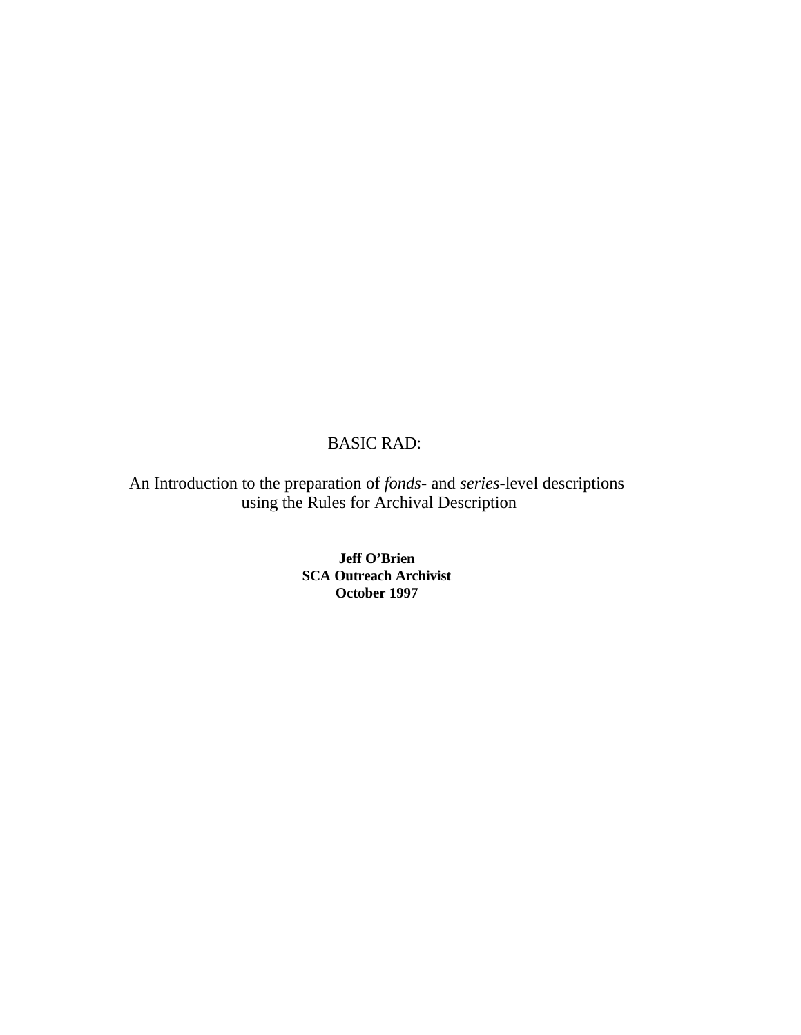# BASIC RAD:

An Introduction to the preparation of *fonds*- and *series*-level descriptions using the Rules for Archival Description

**Jeff O'Brien**
**SCA Outreach Archivist**
**October 1997**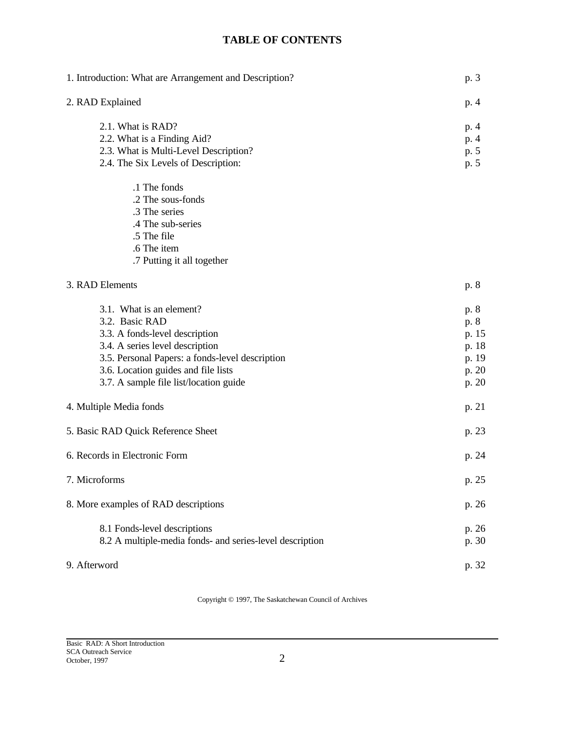# TABLE OF CONTENTS

| | |
|---|---|
| 1. Introduction: What are Arrangement and Description? | p. 3 |
| 2. RAD Explained | p. 4 |
| 2.1. What is RAD? | p. 4 |
| 2.2. What is a Finding Aid? | p. 4 |
| 2.3. What is Multi-Level Description? | p. 5 |
| 2.4. The Six Levels of Description: | p. 5 |
| .1 The fonds | |
| .2 The sous-fonds | |
| .3 The series | |
| .4 The sub-series | |
| .5 The file | |
| .6 The item | |
| .7 Putting it all together | |
| 3. RAD Elements | p. 8 |
| 3.1. What is an element? | p. 8 |
| 3.2. Basic RAD | p. 8 |
| 3.3. A fonds-level description | p. 15 |
| 3.4. A series level description | p. 18 |
| 3.5. Personal Papers: a fonds-level description | p. 19 |
| 3.6. Location guides and file lists | p. 20 |
| 3.7. A sample file list/location guide | p. 20 |
| 4. Multiple Media fonds | p. 21 |
| 5. Basic RAD Quick Reference Sheet | p. 23 |
| 6. Records in Electronic Form | p. 24 |
| 7. Microforms | p. 25 |
| 8. More examples of RAD descriptions | p. 26 |
| 8.1 Fonds-level descriptions | p. 26 |
| 8.2 A multiple-media fonds- and series-level description | p. 30 |
| 9. Afterword | p. 32 |

Copyright © 1997, The Saskatchewan Council of Archives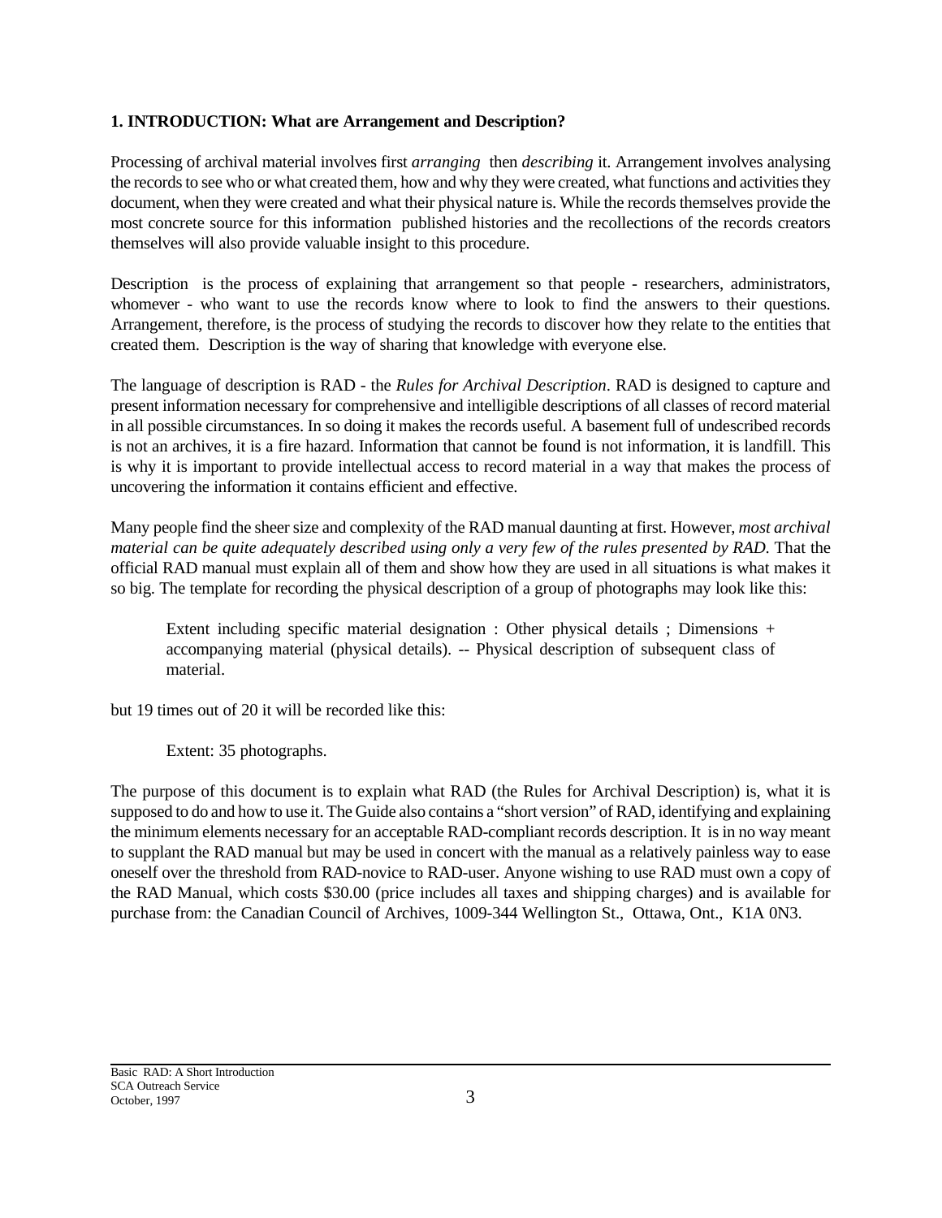**1. INTRODUCTION: What are Arrangement and Description?**

Processing of archival material involves first *arranging* then *describing* it. Arrangement involves analysing the records to see who or what created them, how and why they were created, what functions and activities they document, when they were created and what their physical nature is. While the records themselves provide the most concrete source for this information published histories and the recollections of the records creators themselves will also provide valuable insight to this procedure.

Description is the process of explaining that arrangement so that people - researchers, administrators, whomever - who want to use the records know where to look to find the answers to their questions. Arrangement, therefore, is the process of studying the records to discover how they relate to the entities that created them. Description is the way of sharing that knowledge with everyone else.

The language of description is RAD - the *Rules for Archival Description*. RAD is designed to capture and present information necessary for comprehensive and intelligible descriptions of all classes of record material in all possible circumstances. In so doing it makes the records useful. A basement full of undescribed records is not an archives, it is a fire hazard. Information that cannot be found is not information, it is landfill. This is why it is important to provide intellectual access to record material in a way that makes the process of uncovering the information it contains efficient and effective.

Many people find the sheer size and complexity of the RAD manual daunting at first. However, *most archival material can be quite adequately described using only a very few of the rules presented by RAD.* That the official RAD manual must explain all of them and show how they are used in all situations is what makes it so big. The template for recording the physical description of a group of photographs may look like this:

> Extent including specific material designation : Other physical details ; Dimensions + accompanying material (physical details). -- Physical description of subsequent class of material.

but 19 times out of 20 it will be recorded like this:

> Extent: 35 photographs.

The purpose of this document is to explain what RAD (the Rules for Archival Description) is, what it is supposed to do and how to use it. The Guide also contains a "short version" of RAD, identifying and explaining the minimum elements necessary for an acceptable RAD-compliant records description. It is in no way meant to supplant the RAD manual but may be used in concert with the manual as a relatively painless way to ease oneself over the threshold from RAD-novice to RAD-user. Anyone wishing to use RAD must own a copy of the RAD Manual, which costs $30.00 (price includes all taxes and shipping charges) and is available for purchase from: the Canadian Council of Archives, 1009-344 Wellington St., Ottawa, Ont., K1A 0N3.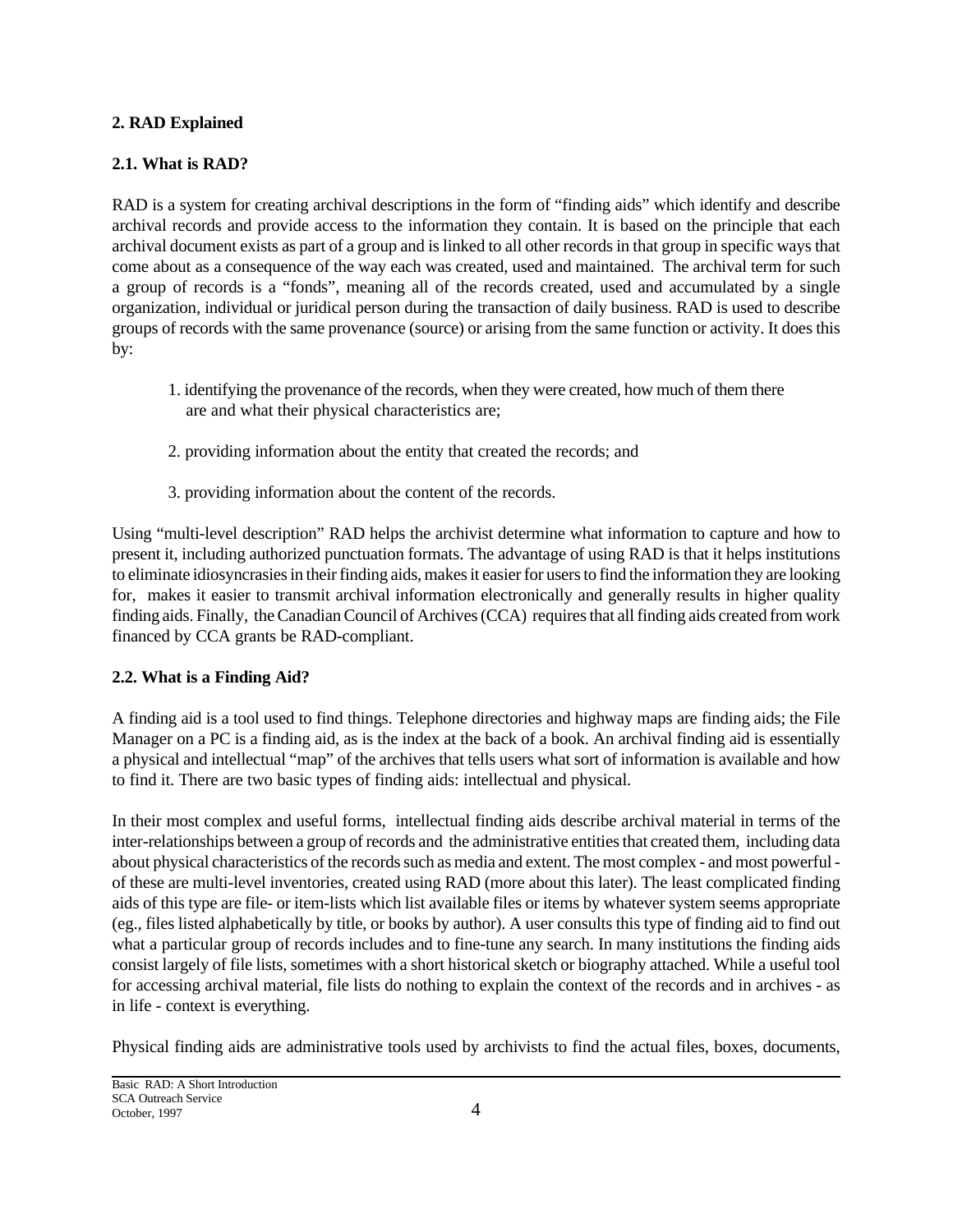## 2. RAD Explained

### 2.1. What is RAD?

RAD is a system for creating archival descriptions in the form of "finding aids" which identify and describe archival records and provide access to the information they contain. It is based on the principle that each archival document exists as part of a group and is linked to all other records in that group in specific ways that come about as a consequence of the way each was created, used and maintained. The archival term for such a group of records is a "fonds", meaning all of the records created, used and accumulated by a single organization, individual or juridical person during the transaction of daily business. RAD is used to describe groups of records with the same provenance (source) or arising from the same function or activity. It does this by:

1. identifying the provenance of the records, when they were created, how much of them there are and what their physical characteristics are;
2. providing information about the entity that created the records; and
3. providing information about the content of the records.

Using "multi-level description" RAD helps the archivist determine what information to capture and how to present it, including authorized punctuation formats. The advantage of using RAD is that it helps institutions to eliminate idiosyncrasies in their finding aids, makes it easier for users to find the information they are looking for, makes it easier to transmit archival information electronically and generally results in higher quality finding aids. Finally, the Canadian Council of Archives (CCA) requires that all finding aids created from work financed by CCA grants be RAD-compliant.

### 2.2. What is a Finding Aid?

A finding aid is a tool used to find things. Telephone directories and highway maps are finding aids; the File Manager on a PC is a finding aid, as is the index at the back of a book. An archival finding aid is essentially a physical and intellectual "map" of the archives that tells users what sort of information is available and how to find it. There are two basic types of finding aids: intellectual and physical.

In their most complex and useful forms, intellectual finding aids describe archival material in terms of the inter-relationships between a group of records and the administrative entities that created them, including data about physical characteristics of the records such as media and extent. The most complex - and most powerful - of these are multi-level inventories, created using RAD (more about this later). The least complicated finding aids of this type are file- or item-lists which list available files or items by whatever system seems appropriate (eg., files listed alphabetically by title, or books by author). A user consults this type of finding aid to find out what a particular group of records includes and to fine-tune any search. In many institutions the finding aids consist largely of file lists, sometimes with a short historical sketch or biography attached. While a useful tool for accessing archival material, file lists do nothing to explain the context of the records and in archives - as in life - context is everything.

Physical finding aids are administrative tools used by archivists to find the actual files, boxes, documents,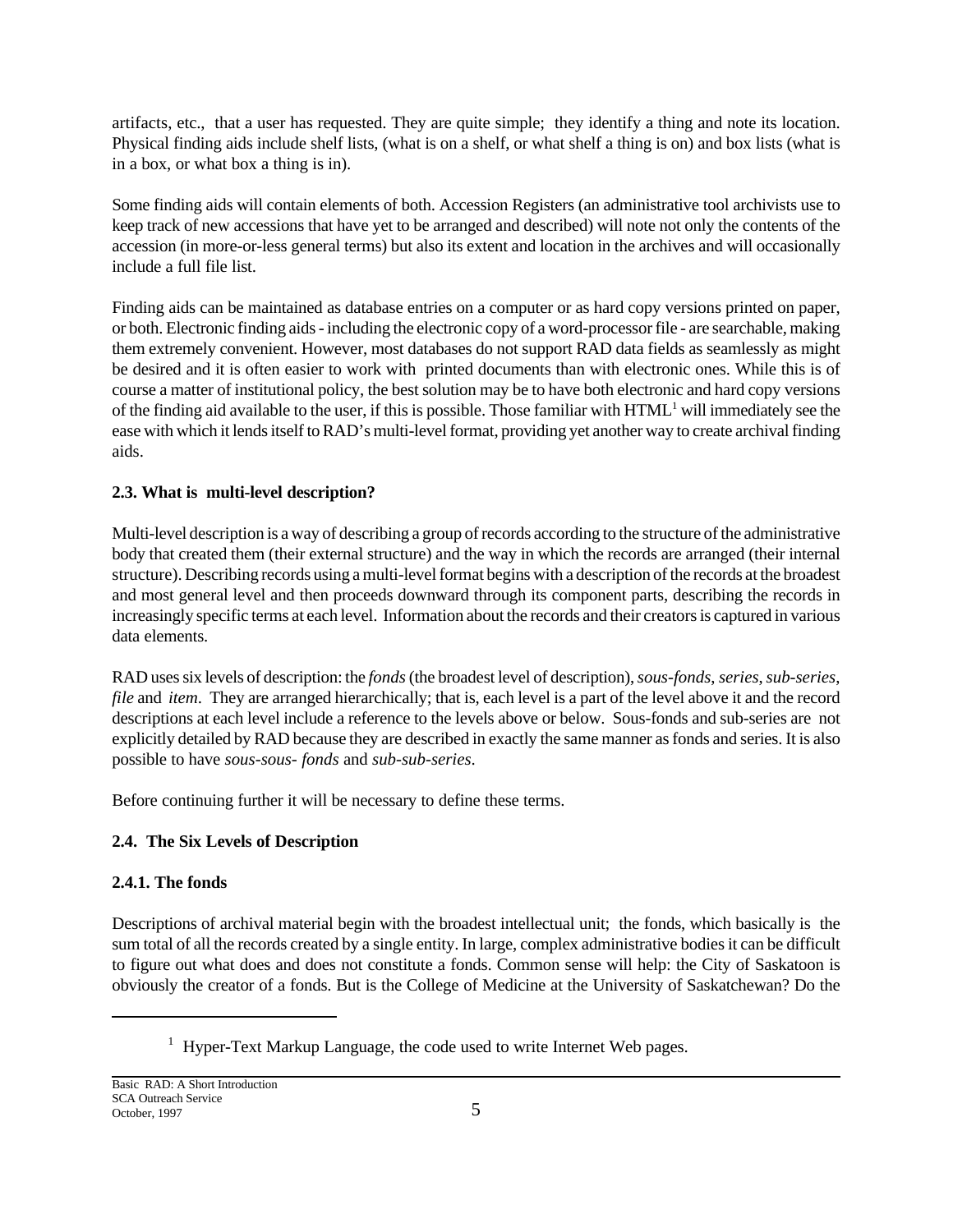artifacts, etc., that a user has requested. They are quite simple; they identify a thing and note its location. Physical finding aids include shelf lists, (what is on a shelf, or what shelf a thing is on) and box lists (what is in a box, or what box a thing is in).

Some finding aids will contain elements of both. Accession Registers (an administrative tool archivists use to keep track of new accessions that have yet to be arranged and described) will note not only the contents of the accession (in more-or-less general terms) but also its extent and location in the archives and will occasionally include a full file list.

Finding aids can be maintained as database entries on a computer or as hard copy versions printed on paper, or both. Electronic finding aids - including the electronic copy of a word-processor file - are searchable, making them extremely convenient. However, most databases do not support RAD data fields as seamlessly as might be desired and it is often easier to work with printed documents than with electronic ones. While this is of course a matter of institutional policy, the best solution may be to have both electronic and hard copy versions of the finding aid available to the user, if this is possible. Those familiar with HTML[1] will immediately see the ease with which it lends itself to RAD's multi-level format, providing yet another way to create archival finding aids.

### 2.3. What is multi-level description?

Multi-level description is a way of describing a group of records according to the structure of the administrative body that created them (their external structure) and the way in which the records are arranged (their internal structure). Describing records using a multi-level format begins with a description of the records at the broadest and most general level and then proceeds downward through its component parts, describing the records in increasingly specific terms at each level. Information about the records and their creators is captured in various data elements.

RAD uses six levels of description: the *fonds* (the broadest level of description), *sous-fonds*, *series*, *sub-series*, *file* and *item*. They are arranged hierarchically; that is, each level is a part of the level above it and the record descriptions at each level include a reference to the levels above or below. Sous-fonds and sub-series are not explicitly detailed by RAD because they are described in exactly the same manner as fonds and series. It is also possible to have *sous-sous- fonds* and *sub-sub-series*.

Before continuing further it will be necessary to define these terms.

### 2.4. The Six Levels of Description

#### 2.4.1. The fonds

Descriptions of archival material begin with the broadest intellectual unit; the fonds, which basically is the sum total of all the records created by a single entity. In large, complex administrative bodies it can be difficult to figure out what does and does not constitute a fonds. Common sense will help: the City of Saskatoon is obviously the creator of a fonds. But is the College of Medicine at the University of Saskatchewan? Do the

---

[1] Hyper-Text Markup Language, the code used to write Internet Web pages.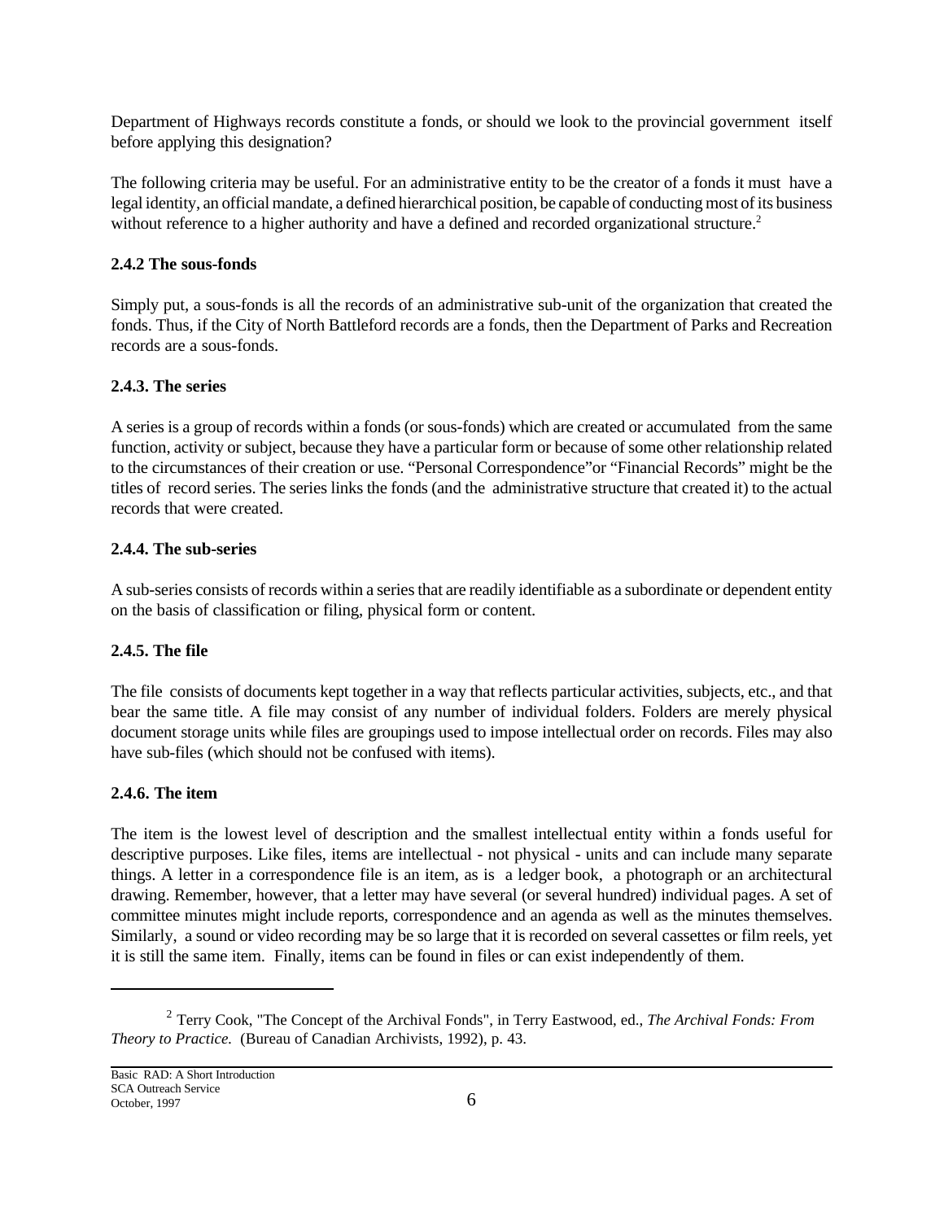Department of Highways records constitute a fonds, or should we look to the provincial government itself before applying this designation?

The following criteria may be useful. For an administrative entity to be the creator of a fonds it must have a legal identity, an official mandate, a defined hierarchical position, be capable of conducting most of its business without reference to a higher authority and have a defined and recorded organizational structure.[2]

### 2.4.2 The sous-fonds

Simply put, a sous-fonds is all the records of an administrative sub-unit of the organization that created the fonds. Thus, if the City of North Battleford records are a fonds, then the Department of Parks and Recreation records are a sous-fonds.

### 2.4.3. The series

A series is a group of records within a fonds (or sous-fonds) which are created or accumulated from the same function, activity or subject, because they have a particular form or because of some other relationship related to the circumstances of their creation or use. “Personal Correspondence”or “Financial Records” might be the titles of record series. The series links the fonds (and the administrative structure that created it) to the actual records that were created.

### 2.4.4. The sub-series

A sub-series consists of records within a series that are readily identifiable as a subordinate or dependent entity on the basis of classification or filing, physical form or content.

### 2.4.5. The file

The file consists of documents kept together in a way that reflects particular activities, subjects, etc., and that bear the same title. A file may consist of any number of individual folders. Folders are merely physical document storage units while files are groupings used to impose intellectual order on records. Files may also have sub-files (which should not be confused with items).

### 2.4.6. The item

The item is the lowest level of description and the smallest intellectual entity within a fonds useful for descriptive purposes. Like files, items are intellectual - not physical - units and can include many separate things. A letter in a correspondence file is an item, as is a ledger book, a photograph or an architectural drawing. Remember, however, that a letter may have several (or several hundred) individual pages. A set of committee minutes might include reports, correspondence and an agenda as well as the minutes themselves. Similarly, a sound or video recording may be so large that it is recorded on several cassettes or film reels, yet it is still the same item. Finally, items can be found in files or can exist independently of them.

---

[2] Terry Cook, "The Concept of the Archival Fonds", in Terry Eastwood, ed., *The Archival Fonds: From Theory to Practice.* (Bureau of Canadian Archivists, 1992), p. 43.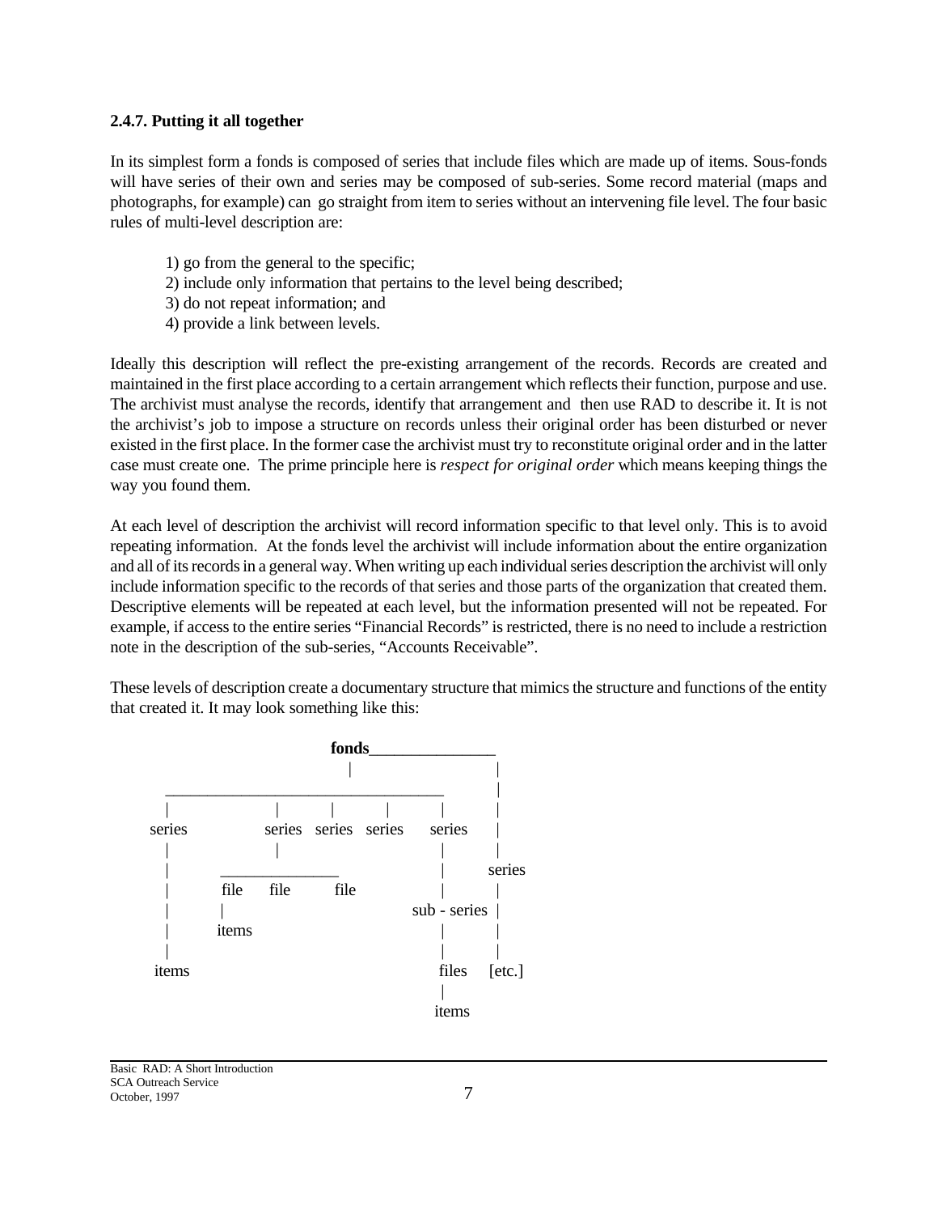### 2.4.7. Putting it all together

In its simplest form a fonds is composed of series that include files which are made up of items. Sous-fonds will have series of their own and series may be composed of sub-series. Some record material (maps and photographs, for example) can go straight from item to series without an intervening file level. The four basic rules of multi-level description are:

1) go from the general to the specific;
2) include only information that pertains to the level being described;
3) do not repeat information; and
4) provide a link between levels.

Ideally this description will reflect the pre-existing arrangement of the records. Records are created and maintained in the first place according to a certain arrangement which reflects their function, purpose and use. The archivist must analyse the records, identify that arrangement and then use RAD to describe it. It is not the archivist's job to impose a structure on records unless their original order has been disturbed or never existed in the first place. In the former case the archivist must try to reconstitute original order and in the latter case must create one. The prime principle here is *respect for original order* which means keeping things the way you found them.

At each level of description the archivist will record information specific to that level only. This is to avoid repeating information. At the fonds level the archivist will include information about the entire organization and all of its records in a general way. When writing up each individual series description the archivist will only include information specific to the records of that series and those parts of the organization that created them. Descriptive elements will be repeated at each level, but the information presented will not be repeated. For example, if access to the entire series "Financial Records" is restricted, there is no need to include a restriction note in the description of the sub-series, "Accounts Receivable".

These levels of description create a documentary structure that mimics the structure and functions of the entity that created it. It may look something like this:

```
                         fonds________________
                           |                  |
     _________________________________        |
     |           |     |      |      |        |
   series      series series series series    |
     |           |                   |        |
     |     ______________            |      series
     |     file   file   file        |        |
     |     |                    sub - series  |
     |     items                     |        |
     |                               |        |
   items                           files   [etc.]
                                     |
                                   items
```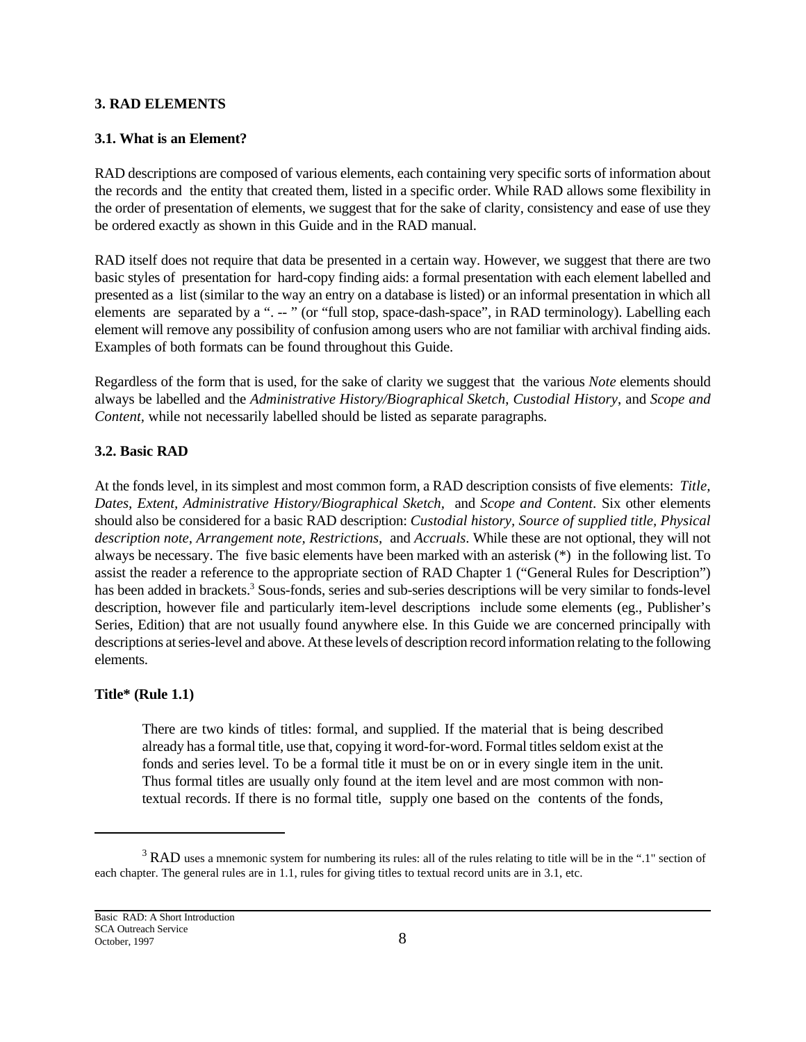## 3. RAD ELEMENTS

### 3.1. What is an Element?

RAD descriptions are composed of various elements, each containing very specific sorts of information about the records and the entity that created them, listed in a specific order. While RAD allows some flexibility in the order of presentation of elements, we suggest that for the sake of clarity, consistency and ease of use they be ordered exactly as shown in this Guide and in the RAD manual.

RAD itself does not require that data be presented in a certain way. However, we suggest that there are two basic styles of presentation for hard-copy finding aids: a formal presentation with each element labelled and presented as a list (similar to the way an entry on a database is listed) or an informal presentation in which all elements are separated by a ". -- " (or "full stop, space-dash-space", in RAD terminology). Labelling each element will remove any possibility of confusion among users who are not familiar with archival finding aids. Examples of both formats can be found throughout this Guide.

Regardless of the form that is used, for the sake of clarity we suggest that the various *Note* elements should always be labelled and the *Administrative History/Biographical Sketch*, *Custodial History*, and *Scope and Content,* while not necessarily labelled should be listed as separate paragraphs.

### 3.2. Basic RAD

At the fonds level, in its simplest and most common form, a RAD description consists of five elements: *Title, Dates, Extent, Administrative History/Biographical Sketch,* and *Scope and Content*. Six other elements should also be considered for a basic RAD description: *Custodial history, Source of supplied title, Physical description note, Arrangement note, Restrictions,* and *Accruals*. While these are not optional, they will not always be necessary. The five basic elements have been marked with an asterisk (*) in the following list. To assist the reader a reference to the appropriate section of RAD Chapter 1 ("General Rules for Description") has been added in brackets.[3] Sous-fonds, series and sub-series descriptions will be very similar to fonds-level description, however file and particularly item-level descriptions include some elements (eg., Publisher's Series, Edition) that are not usually found anywhere else. In this Guide we are concerned principally with descriptions at series-level and above. At these levels of description record information relating to the following elements.

**Title* (Rule 1.1)**

> There are two kinds of titles: formal, and supplied. If the material that is being described already has a formal title, use that, copying it word-for-word. Formal titles seldom exist at the fonds and series level. To be a formal title it must be on or in every single item in the unit. Thus formal titles are usually only found at the item level and are most common with non-textual records. If there is no formal title, supply one based on the contents of the fonds,

---

[3] RAD uses a mnemonic system for numbering its rules: all of the rules relating to title will be in the ".1" section of each chapter. The general rules are in 1.1, rules for giving titles to textual record units are in 3.1, etc.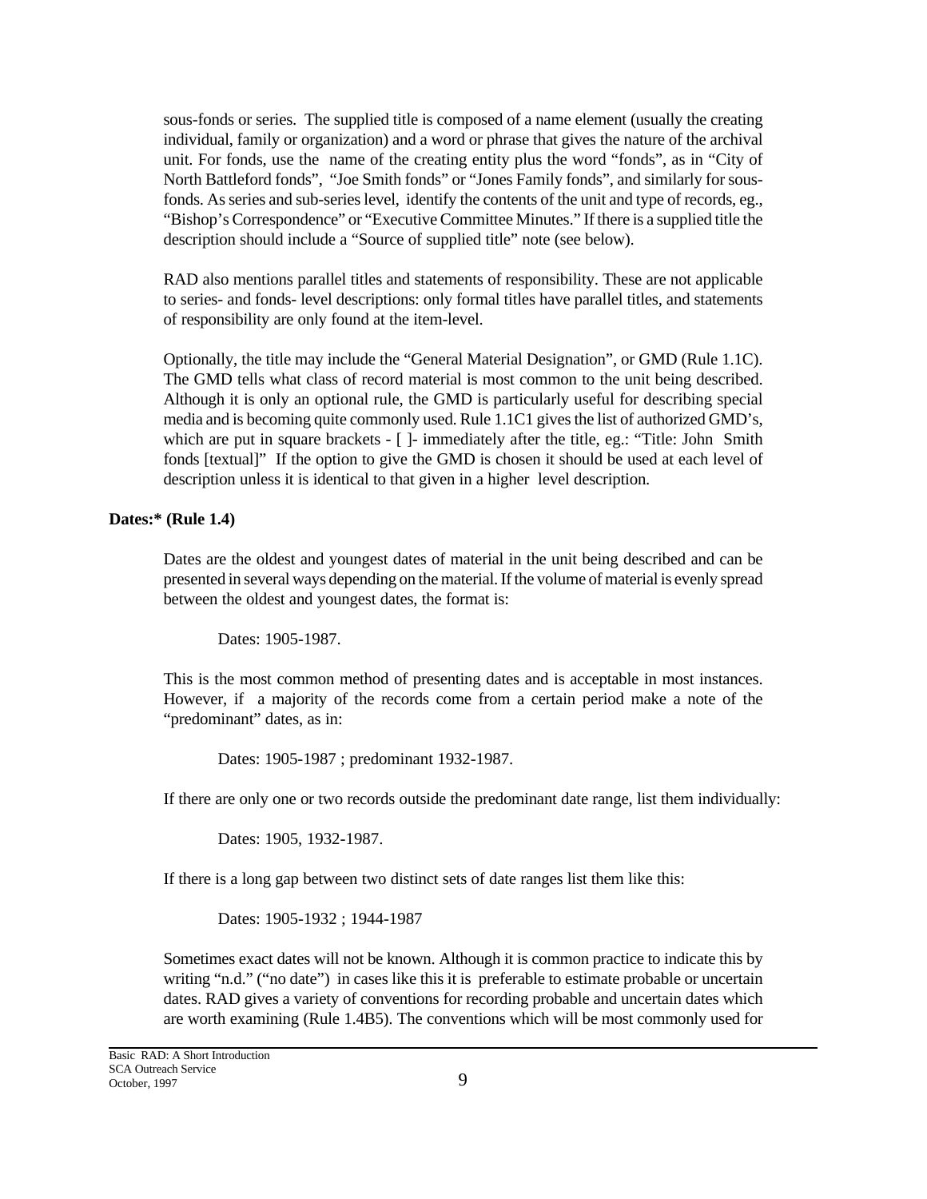sous-fonds or series. The supplied title is composed of a name element (usually the creating individual, family or organization) and a word or phrase that gives the nature of the archival unit. For fonds, use the name of the creating entity plus the word "fonds", as in "City of North Battleford fonds", "Joe Smith fonds" or "Jones Family fonds", and similarly for sous-fonds. As series and sub-series level, identify the contents of the unit and type of records, eg., "Bishop's Correspondence" or "Executive Committee Minutes." If there is a supplied title the description should include a "Source of supplied title" note (see below).

RAD also mentions parallel titles and statements of responsibility. These are not applicable to series- and fonds- level descriptions: only formal titles have parallel titles, and statements of responsibility are only found at the item-level.

Optionally, the title may include the "General Material Designation", or GMD (Rule 1.1C). The GMD tells what class of record material is most common to the unit being described. Although it is only an optional rule, the GMD is particularly useful for describing special media and is becoming quite commonly used. Rule 1.1C1 gives the list of authorized GMD's, which are put in square brackets - [ ]- immediately after the title, eg.: "Title: John Smith fonds [textual]" If the option to give the GMD is chosen it should be used at each level of description unless it is identical to that given in a higher level description.

**Dates:* (Rule 1.4)**

Dates are the oldest and youngest dates of material in the unit being described and can be presented in several ways depending on the material. If the volume of material is evenly spread between the oldest and youngest dates, the format is:

> Dates: 1905-1987.

This is the most common method of presenting dates and is acceptable in most instances. However, if a majority of the records come from a certain period make a note of the "predominant" dates, as in:

> Dates: 1905-1987 ; predominant 1932-1987.

If there are only one or two records outside the predominant date range, list them individually:

> Dates: 1905, 1932-1987.

If there is a long gap between two distinct sets of date ranges list them like this:

> Dates: 1905-1932 ; 1944-1987

Sometimes exact dates will not be known. Although it is common practice to indicate this by writing "n.d." ("no date") in cases like this it is preferable to estimate probable or uncertain dates. RAD gives a variety of conventions for recording probable and uncertain dates which are worth examining (Rule 1.4B5). The conventions which will be most commonly used for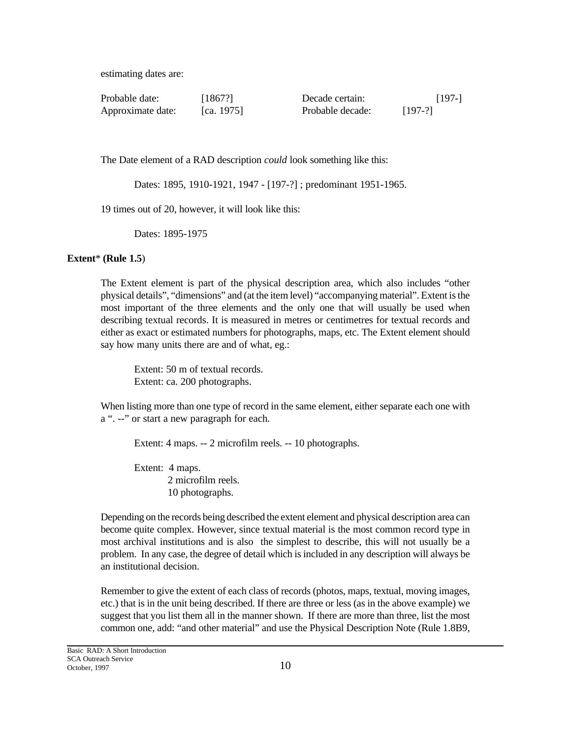estimating dates are:

| Probable date: | [1867?] | Decade certain: | [197-] |
|---|---|---|---|
| Approximate date: | [ca. 1975] | Probable decade: | [197-?] |

The Date element of a RAD description *could* look something like this:

> Dates: 1895, 1910-1921, 1947 - [197-?] ; predominant 1951-1965.

19 times out of 20, however, it will look like this:

> Dates: 1895-1975

**Extent* (Rule 1.5)**

The Extent element is part of the physical description area, which also includes "other physical details", "dimensions" and (at the item level) "accompanying material". Extent is the most important of the three elements and the only one that will usually be used when describing textual records. It is measured in metres or centimetres for textual records and either as exact or estimated numbers for photographs, maps, etc. The Extent element should say how many units there are and of what, eg.:

> Extent: 50 m of textual records.
> Extent: ca. 200 photographs.

When listing more than one type of record in the same element, either separate each one with a ". --" or start a new paragraph for each.

> Extent: 4 maps. -- 2 microfilm reels. -- 10 photographs.

> Extent: 4 maps.
> 2 microfilm reels.
> 10 photographs.

Depending on the records being described the extent element and physical description area can become quite complex. However, since textual material is the most common record type in most archival institutions and is also the simplest to describe, this will not usually be a problem. In any case, the degree of detail which is included in any description will always be an institutional decision.

Remember to give the extent of each class of records (photos, maps, textual, moving images, etc.) that is in the unit being described. If there are three or less (as in the above example) we suggest that you list them all in the manner shown. If there are more than three, list the most common one, add: "and other material" and use the Physical Description Note (Rule 1.8B9,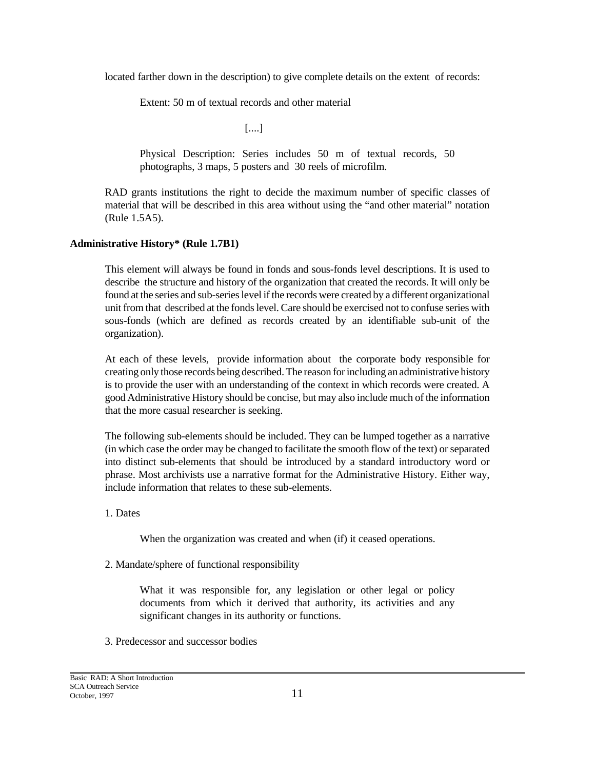located farther down in the description) to give complete details on the extent of records:

> Extent: 50 m of textual records and other material
>
> [....]
>
> Physical Description: Series includes 50 m of textual records, 50 photographs, 3 maps, 5 posters and 30 reels of microfilm.

RAD grants institutions the right to decide the maximum number of specific classes of material that will be described in this area without using the "and other material" notation (Rule 1.5A5).

**Administrative History* (Rule 1.7B1)**

This element will always be found in fonds and sous-fonds level descriptions. It is used to describe the structure and history of the organization that created the records. It will only be found at the series and sub-series level if the records were created by a different organizational unit from that described at the fonds level. Care should be exercised not to confuse series with sous-fonds (which are defined as records created by an identifiable sub-unit of the organization).

At each of these levels, provide information about the corporate body responsible for creating only those records being described. The reason for including an administrative history is to provide the user with an understanding of the context in which records were created. A good Administrative History should be concise, but may also include much of the information that the more casual researcher is seeking.

The following sub-elements should be included. They can be lumped together as a narrative (in which case the order may be changed to facilitate the smooth flow of the text) or separated into distinct sub-elements that should be introduced by a standard introductory word or phrase. Most archivists use a narrative format for the Administrative History. Either way, include information that relates to these sub-elements.

1. Dates

   When the organization was created and when (if) it ceased operations.

2. Mandate/sphere of functional responsibility

   What it was responsible for, any legislation or other legal or policy documents from which it derived that authority, its activities and any significant changes in its authority or functions.

3. Predecessor and successor bodies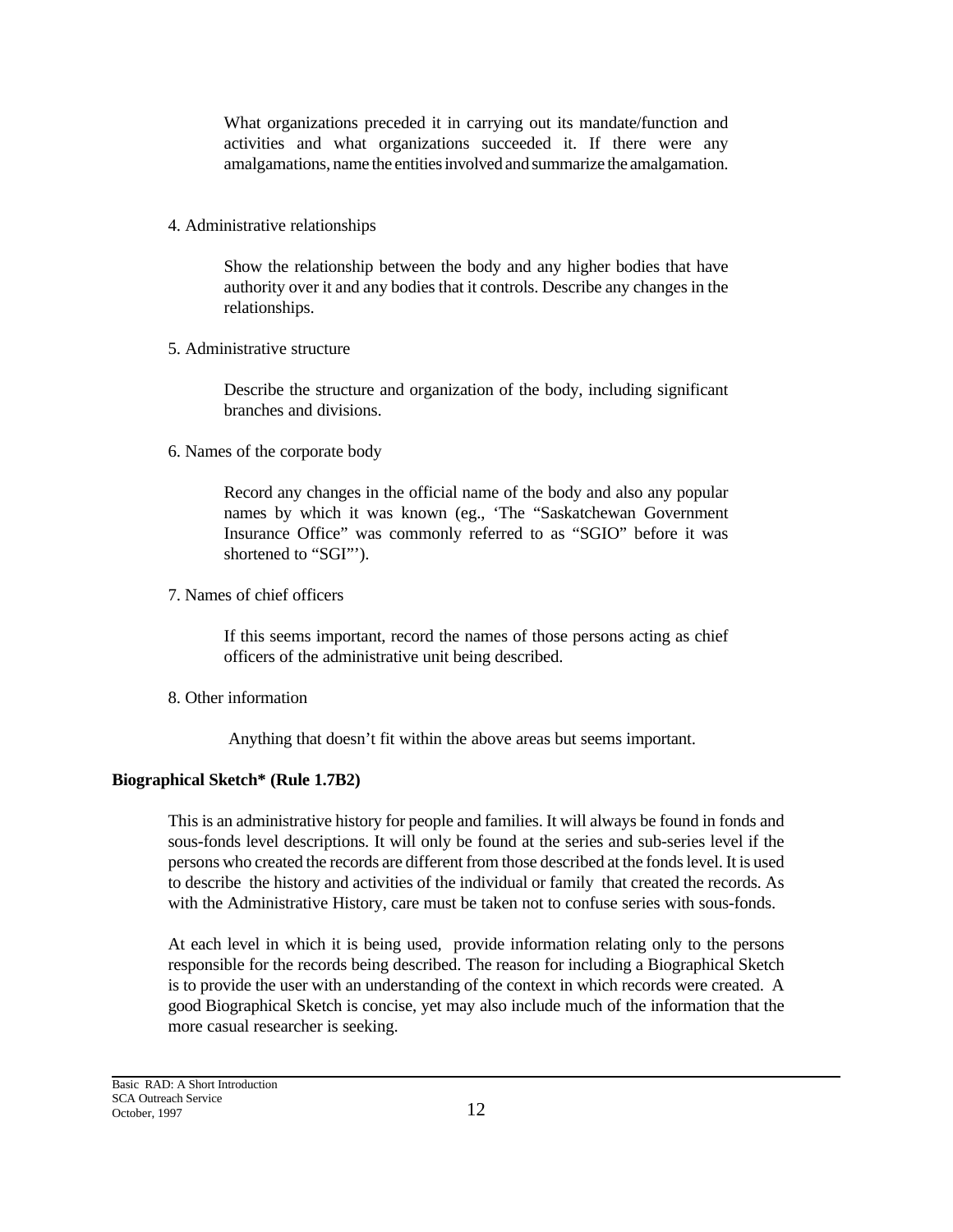What organizations preceded it in carrying out its mandate/function and activities and what organizations succeeded it. If there were any amalgamations, name the entities involved and summarize the amalgamation.

4. Administrative relationships

   Show the relationship between the body and any higher bodies that have authority over it and any bodies that it controls. Describe any changes in the relationships.

5. Administrative structure

   Describe the structure and organization of the body, including significant branches and divisions.

6. Names of the corporate body

   Record any changes in the official name of the body and also any popular names by which it was known (eg., 'The "Saskatchewan Government Insurance Office" was commonly referred to as "SGIO" before it was shortened to "SGI"').

7. Names of chief officers

   If this seems important, record the names of those persons acting as chief officers of the administrative unit being described.

8. Other information

   Anything that doesn't fit within the above areas but seems important.

**Biographical Sketch* (Rule 1.7B2)**

This is an administrative history for people and families. It will always be found in fonds and sous-fonds level descriptions. It will only be found at the series and sub-series level if the persons who created the records are different from those described at the fonds level. It is used to describe the history and activities of the individual or family that created the records. As with the Administrative History, care must be taken not to confuse series with sous-fonds.

At each level in which it is being used, provide information relating only to the persons responsible for the records being described. The reason for including a Biographical Sketch is to provide the user with an understanding of the context in which records were created. A good Biographical Sketch is concise, yet may also include much of the information that the more casual researcher is seeking.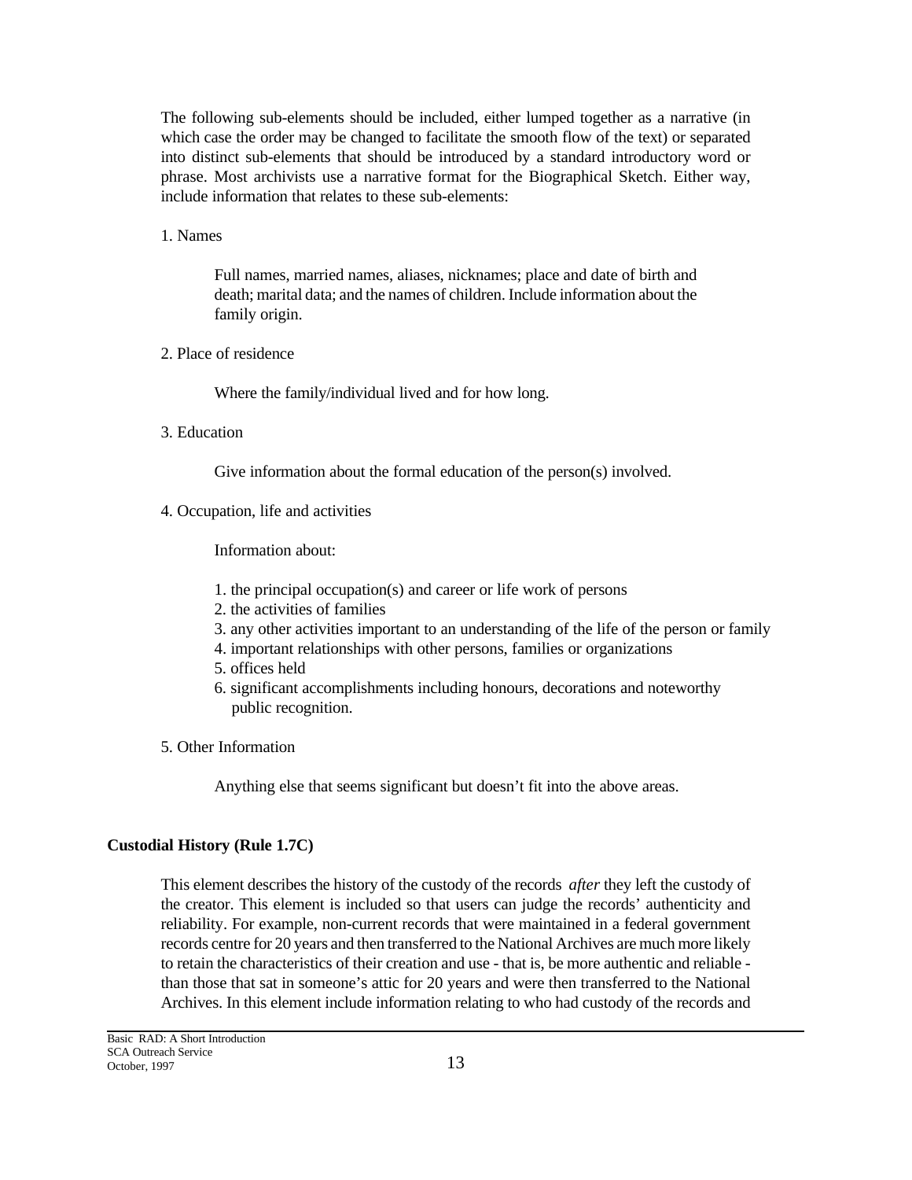The following sub-elements should be included, either lumped together as a narrative (in which case the order may be changed to facilitate the smooth flow of the text) or separated into distinct sub-elements that should be introduced by a standard introductory word or phrase. Most archivists use a narrative format for the Biographical Sketch. Either way, include information that relates to these sub-elements:

1. Names

   Full names, married names, aliases, nicknames; place and date of birth and death; marital data; and the names of children. Include information about the family origin.

2. Place of residence

   Where the family/individual lived and for how long.

3. Education

   Give information about the formal education of the person(s) involved.

4. Occupation, life and activities

   Information about:

   1. the principal occupation(s) and career or life work of persons
   2. the activities of families
   3. any other activities important to an understanding of the life of the person or family
   4. important relationships with other persons, families or organizations
   5. offices held
   6. significant accomplishments including honours, decorations and noteworthy public recognition.

5. Other Information

   Anything else that seems significant but doesn't fit into the above areas.

**Custodial History (Rule 1.7C)**

This element describes the history of the custody of the records *after* they left the custody of the creator. This element is included so that users can judge the records' authenticity and reliability. For example, non-current records that were maintained in a federal government records centre for 20 years and then transferred to the National Archives are much more likely to retain the characteristics of their creation and use - that is, be more authentic and reliable - than those that sat in someone's attic for 20 years and were then transferred to the National Archives. In this element include information relating to who had custody of the records and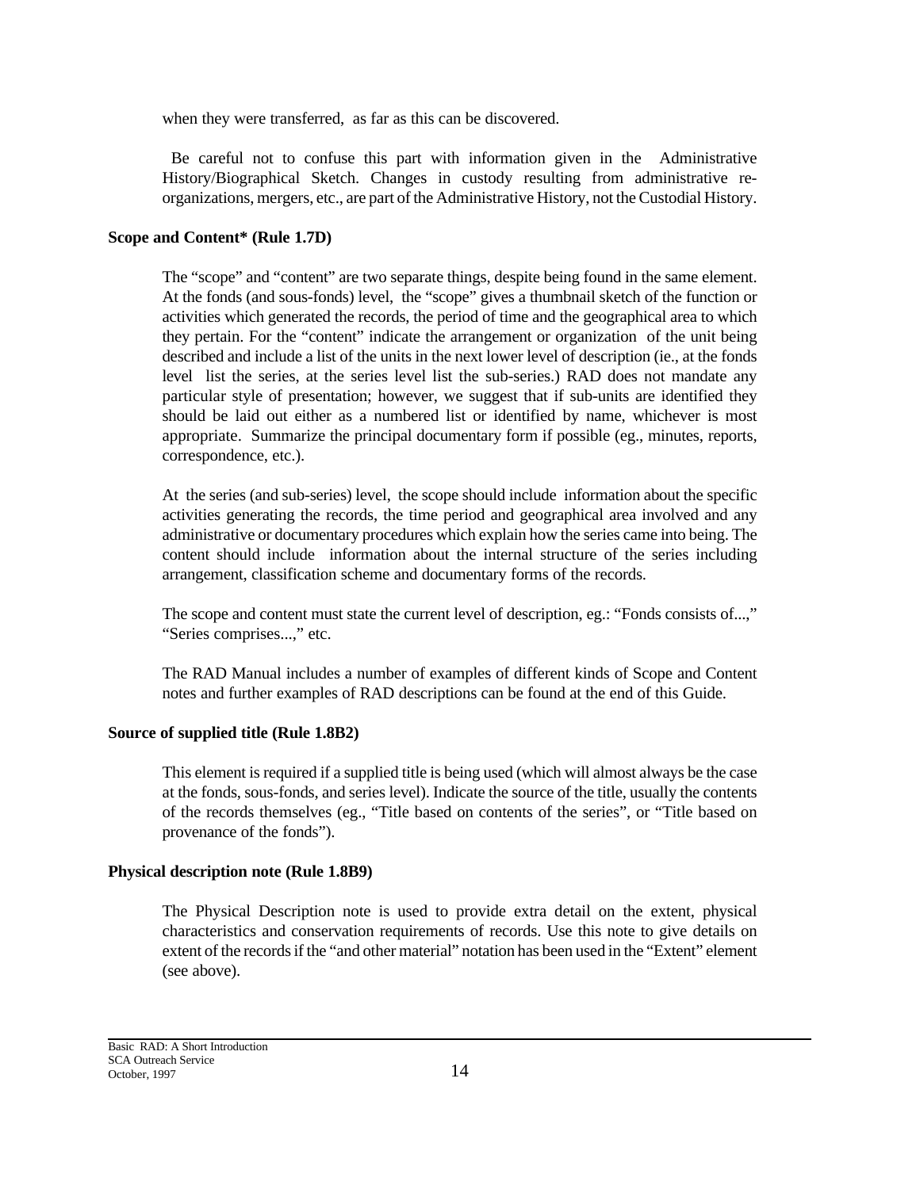when they were transferred, as far as this can be discovered.

Be careful not to confuse this part with information given in the Administrative History/Biographical Sketch. Changes in custody resulting from administrative re-organizations, mergers, etc., are part of the Administrative History, not the Custodial History.

**Scope and Content* (Rule 1.7D)**

The "scope" and "content" are two separate things, despite being found in the same element. At the fonds (and sous-fonds) level, the "scope" gives a thumbnail sketch of the function or activities which generated the records, the period of time and the geographical area to which they pertain. For the "content" indicate the arrangement or organization of the unit being described and include a list of the units in the next lower level of description (ie., at the fonds level list the series, at the series level list the sub-series.) RAD does not mandate any particular style of presentation; however, we suggest that if sub-units are identified they should be laid out either as a numbered list or identified by name, whichever is most appropriate. Summarize the principal documentary form if possible (eg., minutes, reports, correspondence, etc.).

At the series (and sub-series) level, the scope should include information about the specific activities generating the records, the time period and geographical area involved and any administrative or documentary procedures which explain how the series came into being. The content should include information about the internal structure of the series including arrangement, classification scheme and documentary forms of the records.

The scope and content must state the current level of description, eg.: "Fonds consists of...," "Series comprises...," etc.

The RAD Manual includes a number of examples of different kinds of Scope and Content notes and further examples of RAD descriptions can be found at the end of this Guide.

**Source of supplied title (Rule 1.8B2)**

This element is required if a supplied title is being used (which will almost always be the case at the fonds, sous-fonds, and series level). Indicate the source of the title, usually the contents of the records themselves (eg., "Title based on contents of the series", or "Title based on provenance of the fonds").

**Physical description note (Rule 1.8B9)**

The Physical Description note is used to provide extra detail on the extent, physical characteristics and conservation requirements of records. Use this note to give details on extent of the records if the "and other material" notation has been used in the "Extent" element (see above).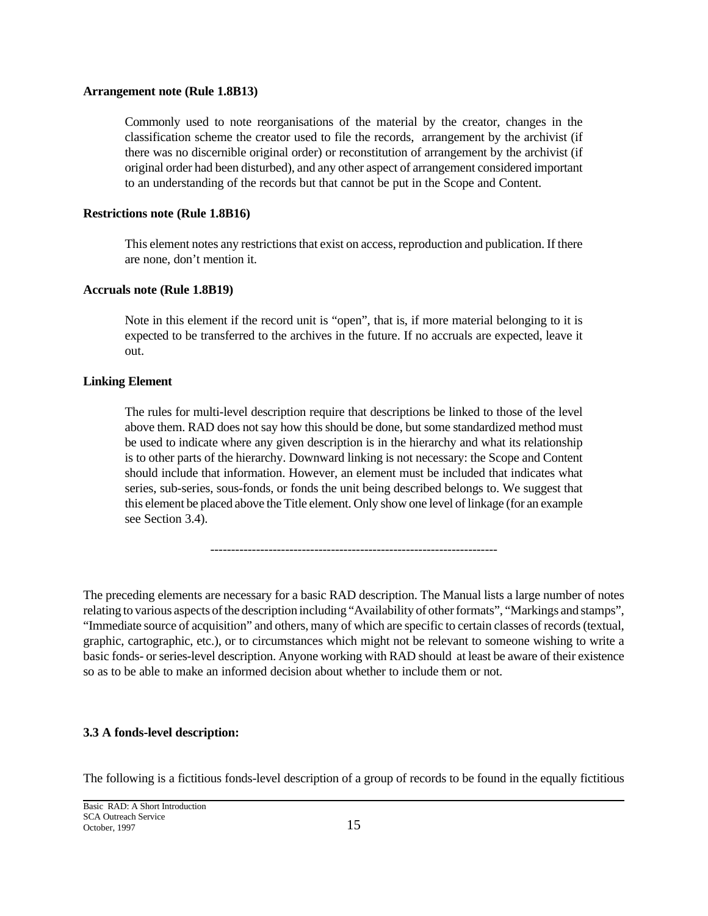**Arrangement note (Rule 1.8B13)**

Commonly used to note reorganisations of the material by the creator, changes in the classification scheme the creator used to file the records, arrangement by the archivist (if there was no discernible original order) or reconstitution of arrangement by the archivist (if original order had been disturbed), and any other aspect of arrangement considered important to an understanding of the records but that cannot be put in the Scope and Content.

**Restrictions note (Rule 1.8B16)**

This element notes any restrictions that exist on access, reproduction and publication. If there are none, don't mention it.

**Accruals note (Rule 1.8B19)**

Note in this element if the record unit is "open", that is, if more material belonging to it is expected to be transferred to the archives in the future. If no accruals are expected, leave it out.

**Linking Element**

The rules for multi-level description require that descriptions be linked to those of the level above them. RAD does not say how this should be done, but some standardized method must be used to indicate where any given description is in the hierarchy and what its relationship is to other parts of the hierarchy. Downward linking is not necessary: the Scope and Content should include that information. However, an element must be included that indicates what series, sub-series, sous-fonds, or fonds the unit being described belongs to. We suggest that this element be placed above the Title element. Only show one level of linkage (for an example see Section 3.4).

---

The preceding elements are necessary for a basic RAD description. The Manual lists a large number of notes relating to various aspects of the description including "Availability of other formats", "Markings and stamps", "Immediate source of acquisition" and others, many of which are specific to certain classes of records (textual, graphic, cartographic, etc.), or to circumstances which might not be relevant to someone wishing to write a basic fonds- or series-level description. Anyone working with RAD should at least be aware of their existence so as to be able to make an informed decision about whether to include them or not.

**3.3 A fonds-level description:**

The following is a fictitious fonds-level description of a group of records to be found in the equally fictitious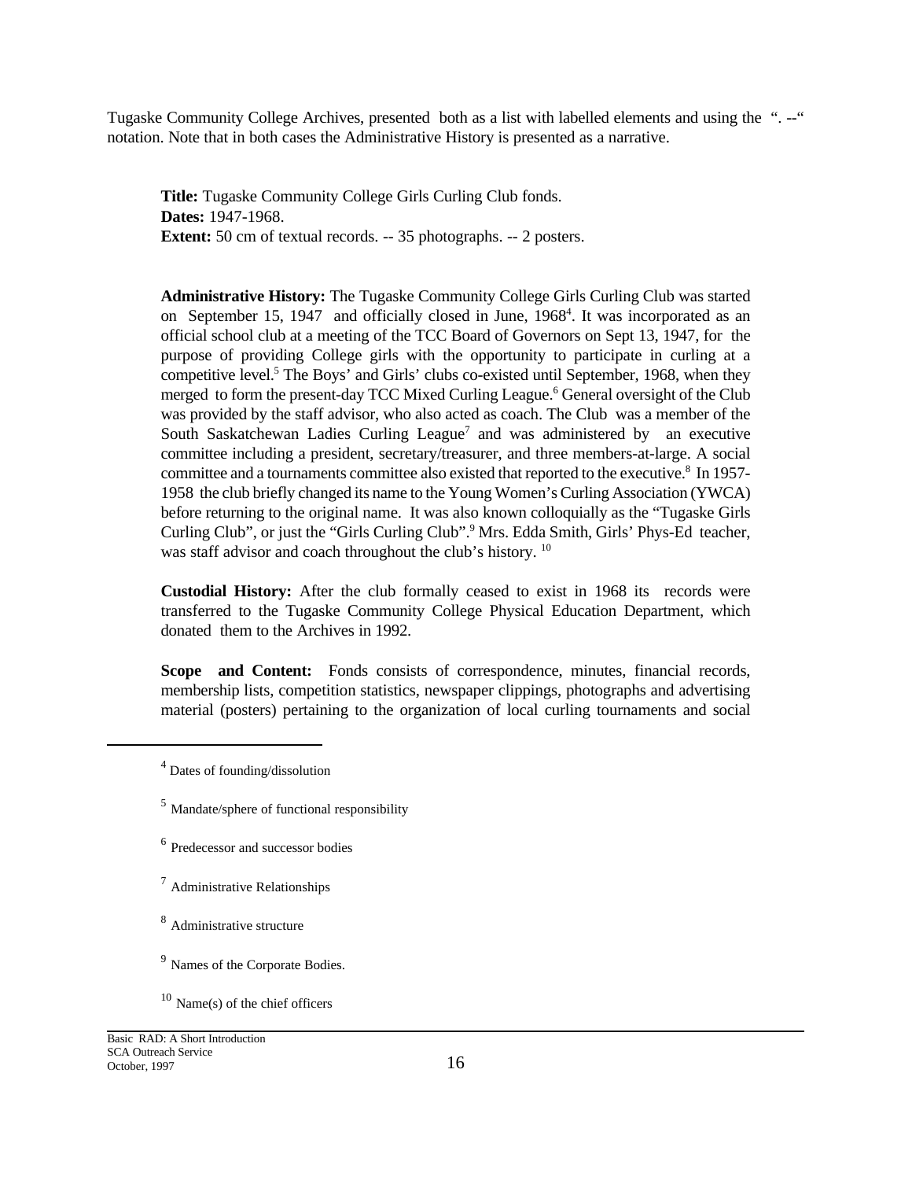Tugaske Community College Archives, presented both as a list with labelled elements and using the ". --" notation. Note that in both cases the Administrative History is presented as a narrative.

**Title:** Tugaske Community College Girls Curling Club fonds.
**Dates:** 1947-1968.
**Extent:** 50 cm of textual records. -- 35 photographs. -- 2 posters.

**Administrative History:** The Tugaske Community College Girls Curling Club was started on September 15, 1947 and officially closed in June, 1968[4]. It was incorporated as an official school club at a meeting of the TCC Board of Governors on Sept 13, 1947, for the purpose of providing College girls with the opportunity to participate in curling at a competitive level.[5] The Boys' and Girls' clubs co-existed until September, 1968, when they merged to form the present-day TCC Mixed Curling League.[6] General oversight of the Club was provided by the staff advisor, who also acted as coach. The Club was a member of the South Saskatchewan Ladies Curling League[7] and was administered by an executive committee including a president, secretary/treasurer, and three members-at-large. A social committee and a tournaments committee also existed that reported to the executive.[8] In 1957-1958 the club briefly changed its name to the Young Women's Curling Association (YWCA) before returning to the original name. It was also known colloquially as the "Tugaske Girls Curling Club", or just the "Girls Curling Club".[9] Mrs. Edda Smith, Girls' Phys-Ed teacher, was staff advisor and coach throughout the club's history. [10]

**Custodial History:** After the club formally ceased to exist in 1968 its records were transferred to the Tugaske Community College Physical Education Department, which donated them to the Archives in 1992.

**Scope and Content:** Fonds consists of correspondence, minutes, financial records, membership lists, competition statistics, newspaper clippings, photographs and advertising material (posters) pertaining to the organization of local curling tournaments and social

---

[4] Dates of founding/dissolution

[5] Mandate/sphere of functional responsibility

[6] Predecessor and successor bodies

[7] Administrative Relationships

[8] Administrative structure

[9] Names of the Corporate Bodies.

[10] Name(s) of the chief officers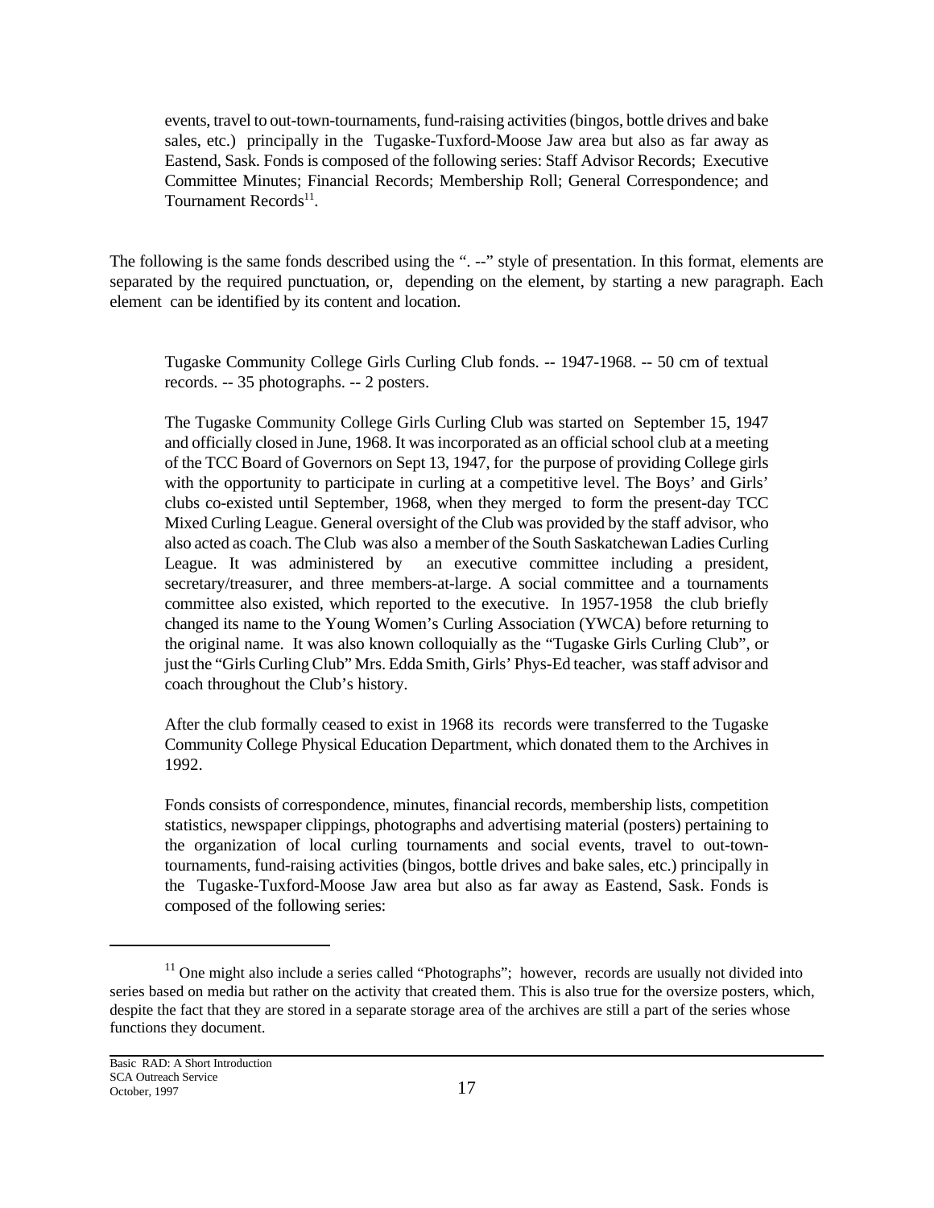events, travel to out-town-tournaments, fund-raising activities (bingos, bottle drives and bake sales, etc.) principally in the Tugaske-Tuxford-Moose Jaw area but also as far away as Eastend, Sask. Fonds is composed of the following series: Staff Advisor Records; Executive Committee Minutes; Financial Records; Membership Roll; General Correspondence; and Tournament Records[11].

The following is the same fonds described using the ". --" style of presentation. In this format, elements are separated by the required punctuation, or, depending on the element, by starting a new paragraph. Each element can be identified by its content and location.

> Tugaske Community College Girls Curling Club fonds. -- 1947-1968. -- 50 cm of textual records. -- 35 photographs. -- 2 posters.
>
> The Tugaske Community College Girls Curling Club was started on September 15, 1947 and officially closed in June, 1968. It was incorporated as an official school club at a meeting of the TCC Board of Governors on Sept 13, 1947, for the purpose of providing College girls with the opportunity to participate in curling at a competitive level. The Boys' and Girls' clubs co-existed until September, 1968, when they merged to form the present-day TCC Mixed Curling League. General oversight of the Club was provided by the staff advisor, who also acted as coach. The Club was also a member of the South Saskatchewan Ladies Curling League. It was administered by an executive committee including a president, secretary/treasurer, and three members-at-large. A social committee and a tournaments committee also existed, which reported to the executive. In 1957-1958 the club briefly changed its name to the Young Women's Curling Association (YWCA) before returning to the original name. It was also known colloquially as the "Tugaske Girls Curling Club", or just the "Girls Curling Club" Mrs. Edda Smith, Girls' Phys-Ed teacher, was staff advisor and coach throughout the Club's history.
>
> After the club formally ceased to exist in 1968 its records were transferred to the Tugaske Community College Physical Education Department, which donated them to the Archives in 1992.
>
> Fonds consists of correspondence, minutes, financial records, membership lists, competition statistics, newspaper clippings, photographs and advertising material (posters) pertaining to the organization of local curling tournaments and social events, travel to out-town-tournaments, fund-raising activities (bingos, bottle drives and bake sales, etc.) principally in the Tugaske-Tuxford-Moose Jaw area but also as far away as Eastend, Sask. Fonds is composed of the following series:

---

[11] One might also include a series called "Photographs"; however, records are usually not divided into series based on media but rather on the activity that created them. This is also true for the oversize posters, which, despite the fact that they are stored in a separate storage area of the archives are still a part of the series whose functions they document.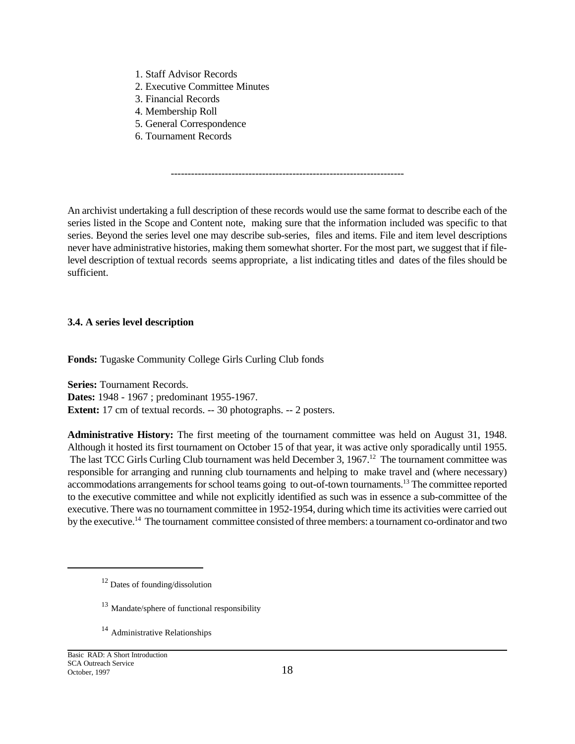1. Staff Advisor Records
2. Executive Committee Minutes
3. Financial Records
4. Membership Roll
5. General Correspondence
6. Tournament Records

---

An archivist undertaking a full description of these records would use the same format to describe each of the series listed in the Scope and Content note, making sure that the information included was specific to that series. Beyond the series level one may describe sub-series, files and items. File and item level descriptions never have administrative histories, making them somewhat shorter. For the most part, we suggest that if file-level description of textual records seems appropriate, a list indicating titles and dates of the files should be sufficient.

### 3.4. A series level description

**Fonds:** Tugaske Community College Girls Curling Club fonds

**Series:** Tournament Records.
**Dates:** 1948 - 1967 ; predominant 1955-1967.
**Extent:** 17 cm of textual records. -- 30 photographs. -- 2 posters.

**Administrative History:** The first meeting of the tournament committee was held on August 31, 1948. Although it hosted its first tournament on October 15 of that year, it was active only sporadically until 1955. The last TCC Girls Curling Club tournament was held December 3, 1967.[12] The tournament committee was responsible for arranging and running club tournaments and helping to make travel and (where necessary) accommodations arrangements for school teams going to out-of-town tournaments.[13] The committee reported to the executive committee and while not explicitly identified as such was in essence a sub-committee of the executive. There was no tournament committee in 1952-1954, during which time its activities were carried out by the executive.[14] The tournament committee consisted of three members: a tournament co-ordinator and two

---

[12] Dates of founding/dissolution

[13] Mandate/sphere of functional responsibility

[14] Administrative Relationships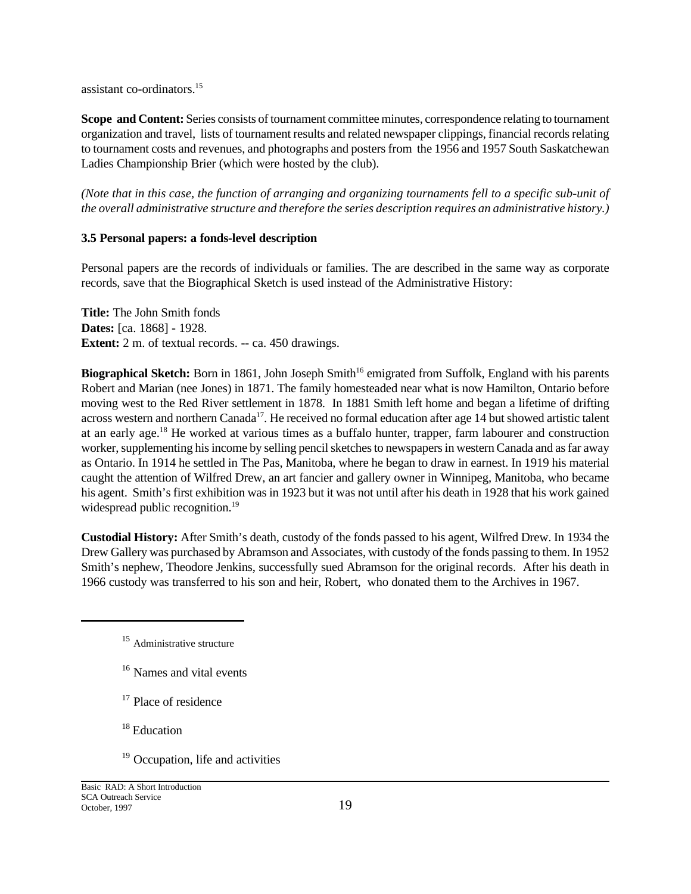assistant co-ordinators.[15]

**Scope and Content:** Series consists of tournament committee minutes, correspondence relating to tournament organization and travel, lists of tournament results and related newspaper clippings, financial records relating to tournament costs and revenues, and photographs and posters from the 1956 and 1957 South Saskatchewan Ladies Championship Brier (which were hosted by the club).

*(Note that in this case, the function of arranging and organizing tournaments fell to a specific sub-unit of the overall administrative structure and therefore the series description requires an administrative history.)*

### 3.5 Personal papers: a fonds-level description

Personal papers are the records of individuals or families. The are described in the same way as corporate records, save that the Biographical Sketch is used instead of the Administrative History:

**Title:** The John Smith fonds
**Dates:** [ca. 1868] - 1928.
**Extent:** 2 m. of textual records. -- ca. 450 drawings.

**Biographical Sketch:** Born in 1861, John Joseph Smith[16] emigrated from Suffolk, England with his parents Robert and Marian (nee Jones) in 1871. The family homesteaded near what is now Hamilton, Ontario before moving west to the Red River settlement in 1878. In 1881 Smith left home and began a lifetime of drifting across western and northern Canada[17]. He received no formal education after age 14 but showed artistic talent at an early age.[18] He worked at various times as a buffalo hunter, trapper, farm labourer and construction worker, supplementing his income by selling pencil sketches to newspapers in western Canada and as far away as Ontario. In 1914 he settled in The Pas, Manitoba, where he began to draw in earnest. In 1919 his material caught the attention of Wilfred Drew, an art fancier and gallery owner in Winnipeg, Manitoba, who became his agent. Smith's first exhibition was in 1923 but it was not until after his death in 1928 that his work gained widespread public recognition.[19]

**Custodial History:** After Smith's death, custody of the fonds passed to his agent, Wilfred Drew. In 1934 the Drew Gallery was purchased by Abramson and Associates, with custody of the fonds passing to them. In 1952 Smith's nephew, Theodore Jenkins, successfully sued Abramson for the original records. After his death in 1966 custody was transferred to his son and heir, Robert, who donated them to the Archives in 1967.

---

[15] Administrative structure

[16] Names and vital events

[17] Place of residence

[18] Education

[19] Occupation, life and activities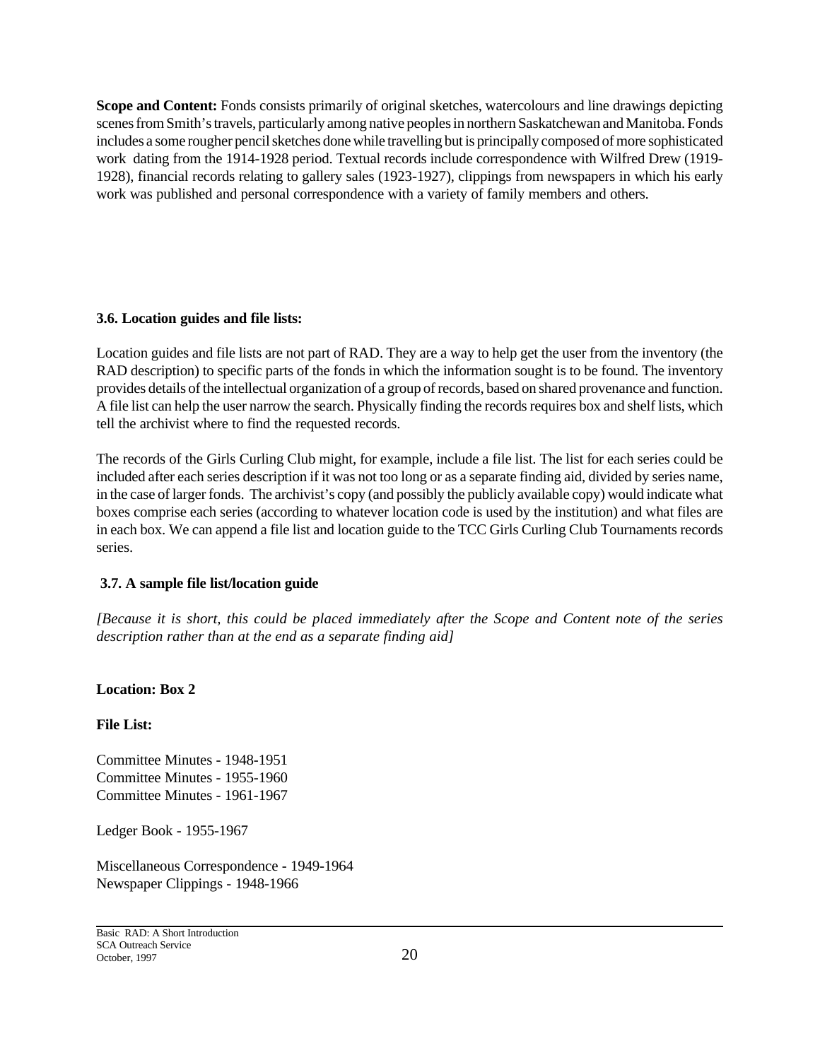**Scope and Content:** Fonds consists primarily of original sketches, watercolours and line drawings depicting scenes from Smith's travels, particularly among native peoples in northern Saskatchewan and Manitoba. Fonds includes a some rougher pencil sketches done while travelling but is principally composed of more sophisticated work dating from the 1914-1928 period. Textual records include correspondence with Wilfred Drew (1919-1928), financial records relating to gallery sales (1923-1927), clippings from newspapers in which his early work was published and personal correspondence with a variety of family members and others.

### 3.6. Location guides and file lists:

Location guides and file lists are not part of RAD. They are a way to help get the user from the inventory (the RAD description) to specific parts of the fonds in which the information sought is to be found. The inventory provides details of the intellectual organization of a group of records, based on shared provenance and function. A file list can help the user narrow the search. Physically finding the records requires box and shelf lists, which tell the archivist where to find the requested records.

The records of the Girls Curling Club might, for example, include a file list. The list for each series could be included after each series description if it was not too long or as a separate finding aid, divided by series name, in the case of larger fonds. The archivist's copy (and possibly the publicly available copy) would indicate what boxes comprise each series (according to whatever location code is used by the institution) and what files are in each box. We can append a file list and location guide to the TCC Girls Curling Club Tournaments records series.

### 3.7. A sample file list/location guide

*[Because it is short, this could be placed immediately after the Scope and Content note of the series description rather than at the end as a separate finding aid]*

**Location: Box 2**

**File List:**

Committee Minutes - 1948-1951
Committee Minutes - 1955-1960
Committee Minutes - 1961-1967

Ledger Book - 1955-1967

Miscellaneous Correspondence - 1949-1964
Newspaper Clippings - 1948-1966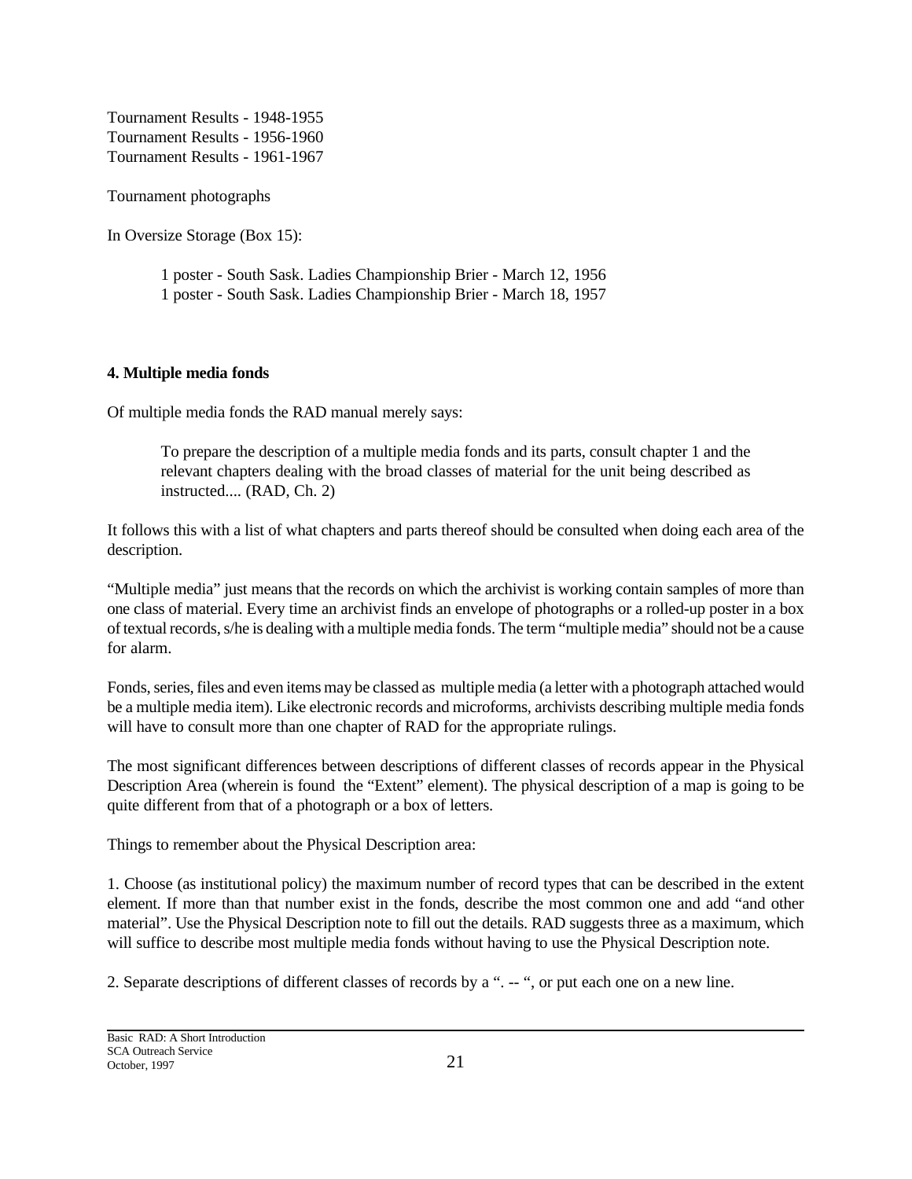Tournament Results - 1948-1955
Tournament Results - 1956-1960
Tournament Results - 1961-1967

Tournament photographs

In Oversize Storage (Box 15):

> 1 poster - South Sask. Ladies Championship Brier - March 12, 1956
> 1 poster - South Sask. Ladies Championship Brier - March 18, 1957

**4. Multiple media fonds**

Of multiple media fonds the RAD manual merely says:

> To prepare the description of a multiple media fonds and its parts, consult chapter 1 and the relevant chapters dealing with the broad classes of material for the unit being described as instructed.... (RAD, Ch. 2)

It follows this with a list of what chapters and parts thereof should be consulted when doing each area of the description.

"Multiple media" just means that the records on which the archivist is working contain samples of more than one class of material. Every time an archivist finds an envelope of photographs or a rolled-up poster in a box of textual records, s/he is dealing with a multiple media fonds. The term "multiple media" should not be a cause for alarm.

Fonds, series, files and even items may be classed as multiple media (a letter with a photograph attached would be a multiple media item). Like electronic records and microforms, archivists describing multiple media fonds will have to consult more than one chapter of RAD for the appropriate rulings.

The most significant differences between descriptions of different classes of records appear in the Physical Description Area (wherein is found the "Extent" element). The physical description of a map is going to be quite different from that of a photograph or a box of letters.

Things to remember about the Physical Description area:

1. Choose (as institutional policy) the maximum number of record types that can be described in the extent element. If more than that number exist in the fonds, describe the most common one and add "and other material". Use the Physical Description note to fill out the details. RAD suggests three as a maximum, which will suffice to describe most multiple media fonds without having to use the Physical Description note.

2. Separate descriptions of different classes of records by a ". -- ", or put each one on a new line.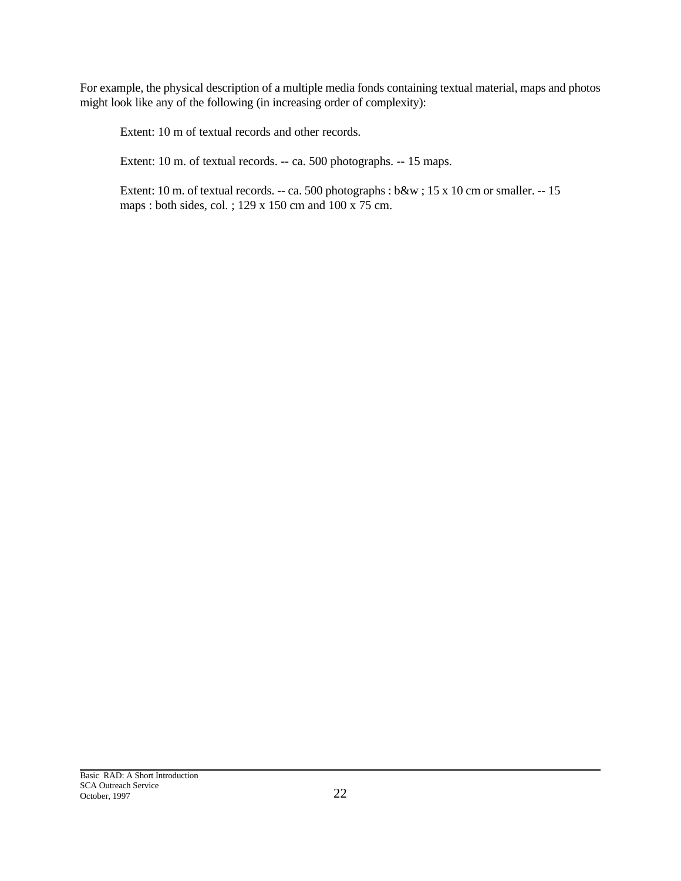For example, the physical description of a multiple media fonds containing textual material, maps and photos might look like any of the following (in increasing order of complexity):

> Extent: 10 m of textual records and other records.
>
> Extent: 10 m. of textual records. -- ca. 500 photographs. -- 15 maps.
>
> Extent: 10 m. of textual records. -- ca. 500 photographs : b&w ; 15 x 10 cm or smaller. -- 15 maps : both sides, col. ; 129 x 150 cm and 100 x 75 cm.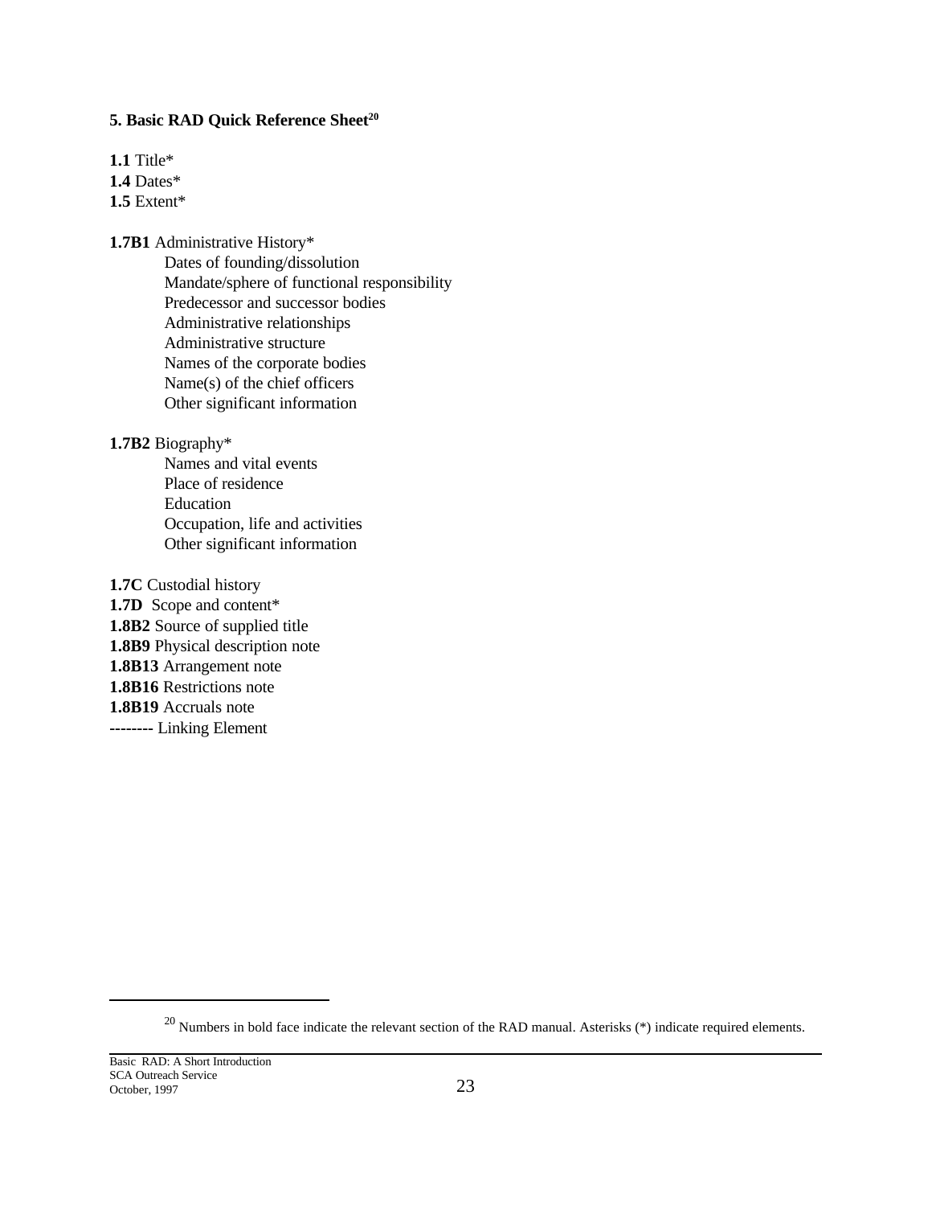### 5. Basic RAD Quick Reference Sheet[20]

**1.1** Title*
**1.4** Dates*
**1.5** Extent*

**1.7B1** Administrative History*

- Dates of founding/dissolution
- Mandate/sphere of functional responsibility
- Predecessor and successor bodies
- Administrative relationships
- Administrative structure
- Names of the corporate bodies
- Name(s) of the chief officers
- Other significant information

**1.7B2** Biography*

- Names and vital events
- Place of residence
- Education
- Occupation, life and activities
- Other significant information

**1.7C** Custodial history
**1.7D** Scope and content*
**1.8B2** Source of supplied title
**1.8B9** Physical description note
**1.8B13** Arrangement note
**1.8B16** Restrictions note
**1.8B19** Accruals note
**--------** Linking Element

---

[20] Numbers in bold face indicate the relevant section of the RAD manual. Asterisks (*) indicate required elements.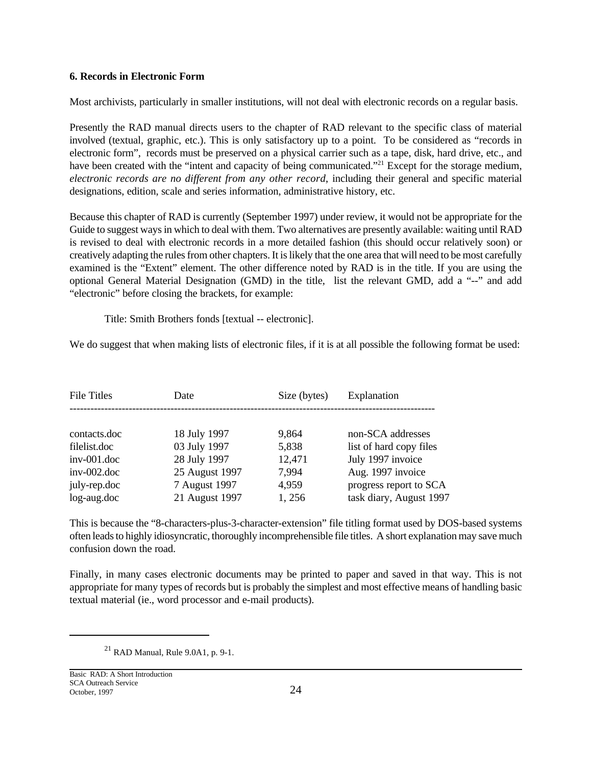**6. Records in Electronic Form**

Most archivists, particularly in smaller institutions, will not deal with electronic records on a regular basis.

Presently the RAD manual directs users to the chapter of RAD relevant to the specific class of material involved (textual, graphic, etc.). This is only satisfactory up to a point. To be considered as "records in electronic form", records must be preserved on a physical carrier such as a tape, disk, hard drive, etc., and have been created with the "intent and capacity of being communicated."[21] Except for the storage medium, *electronic records are no different from any other record*, including their general and specific material designations, edition, scale and series information, administrative history, etc.

Because this chapter of RAD is currently (September 1997) under review, it would not be appropriate for the Guide to suggest ways in which to deal with them. Two alternatives are presently available: waiting until RAD is revised to deal with electronic records in a more detailed fashion (this should occur relatively soon) or creatively adapting the rules from other chapters. It is likely that the one area that will need to be most carefully examined is the "Extent" element. The other difference noted by RAD is in the title. If you are using the optional General Material Designation (GMD) in the title, list the relevant GMD, add a "--" and add "electronic" before closing the brackets, for example:

Title: Smith Brothers fonds [textual -- electronic].

We do suggest that when making lists of electronic files, if it is at all possible the following format be used:

| File Titles | Date | Size (bytes) | Explanation |
|---|---|---|---|
| contacts.doc | 18 July 1997 | 9,864 | non-SCA addresses |
| filelist.doc | 03 July 1997 | 5,838 | list of hard copy files |
| inv-001.doc | 28 July 1997 | 12,471 | July 1997 invoice |
| inv-002.doc | 25 August 1997 | 7,994 | Aug. 1997 invoice |
| july-rep.doc | 7 August 1997 | 4,959 | progress report to SCA |
| log-aug.doc | 21 August 1997 | 1, 256 | task diary, August 1997 |

This is because the "8-characters-plus-3-character-extension" file titling format used by DOS-based systems often leads to highly idiosyncratic, thoroughly incomprehensible file titles. A short explanation may save much confusion down the road.

Finally, in many cases electronic documents may be printed to paper and saved in that way. This is not appropriate for many types of records but is probably the simplest and most effective means of handling basic textual material (ie., word processor and e-mail products).

[21] RAD Manual, Rule 9.0A1, p. 9-1.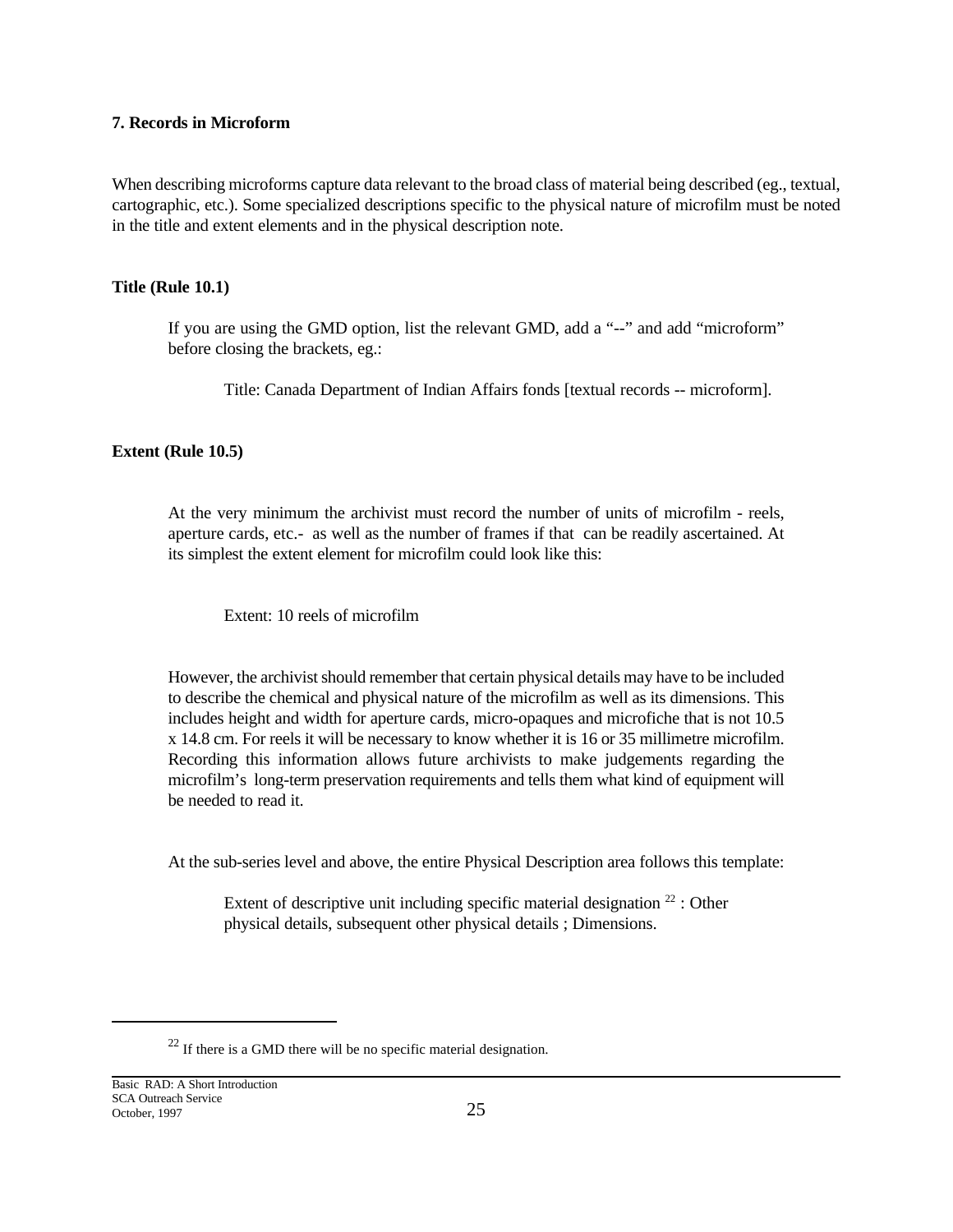## 7. Records in Microform

When describing microforms capture data relevant to the broad class of material being described (eg., textual, cartographic, etc.). Some specialized descriptions specific to the physical nature of microfilm must be noted in the title and extent elements and in the physical description note.

### Title (Rule 10.1)

If you are using the GMD option, list the relevant GMD, add a "--" and add "microform" before closing the brackets, eg.:

> Title: Canada Department of Indian Affairs fonds [textual records -- microform].

### Extent (Rule 10.5)

At the very minimum the archivist must record the number of units of microfilm - reels, aperture cards, etc.- as well as the number of frames if that can be readily ascertained. At its simplest the extent element for microfilm could look like this:

> Extent: 10 reels of microfilm

However, the archivist should remember that certain physical details may have to be included to describe the chemical and physical nature of the microfilm as well as its dimensions. This includes height and width for aperture cards, micro-opaques and microfiche that is not 10.5 x 14.8 cm. For reels it will be necessary to know whether it is 16 or 35 millimetre microfilm. Recording this information allows future archivists to make judgements regarding the microfilm's long-term preservation requirements and tells them what kind of equipment will be needed to read it.

At the sub-series level and above, the entire Physical Description area follows this template:

> Extent of descriptive unit including specific material designation [22] : Other physical details, subsequent other physical details ; Dimensions.

---

[22] If there is a GMD there will be no specific material designation.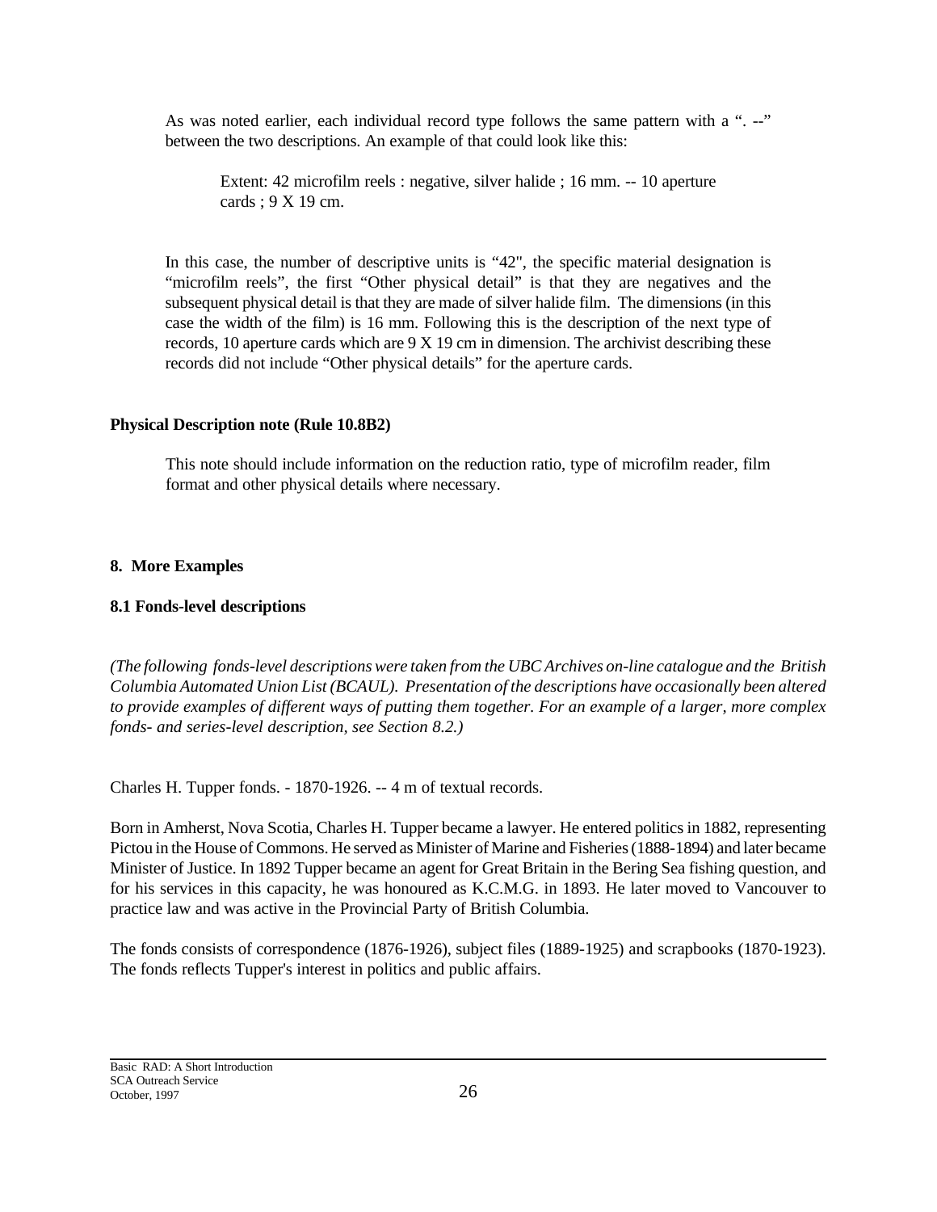As was noted earlier, each individual record type follows the same pattern with a ". --" between the two descriptions. An example of that could look like this:

> Extent: 42 microfilm reels : negative, silver halide ; 16 mm. -- 10 aperture cards ; 9 X 19 cm.

In this case, the number of descriptive units is "42", the specific material designation is "microfilm reels", the first "Other physical detail" is that they are negatives and the subsequent physical detail is that they are made of silver halide film. The dimensions (in this case the width of the film) is 16 mm. Following this is the description of the next type of records, 10 aperture cards which are 9 X 19 cm in dimension. The archivist describing these records did not include "Other physical details" for the aperture cards.

**Physical Description note (Rule 10.8B2)**

> This note should include information on the reduction ratio, type of microfilm reader, film format and other physical details where necessary.

## 8. More Examples

### 8.1 Fonds-level descriptions

*(The following fonds-level descriptions were taken from the UBC Archives on-line catalogue and the British Columbia Automated Union List (BCAUL). Presentation of the descriptions have occasionally been altered to provide examples of different ways of putting them together. For an example of a larger, more complex fonds- and series-level description, see Section 8.2.)*

Charles H. Tupper fonds. - 1870-1926. -- 4 m of textual records.

Born in Amherst, Nova Scotia, Charles H. Tupper became a lawyer. He entered politics in 1882, representing Pictou in the House of Commons. He served as Minister of Marine and Fisheries (1888-1894) and later became Minister of Justice. In 1892 Tupper became an agent for Great Britain in the Bering Sea fishing question, and for his services in this capacity, he was honoured as K.C.M.G. in 1893. He later moved to Vancouver to practice law and was active in the Provincial Party of British Columbia.

The fonds consists of correspondence (1876-1926), subject files (1889-1925) and scrapbooks (1870-1923). The fonds reflects Tupper's interest in politics and public affairs.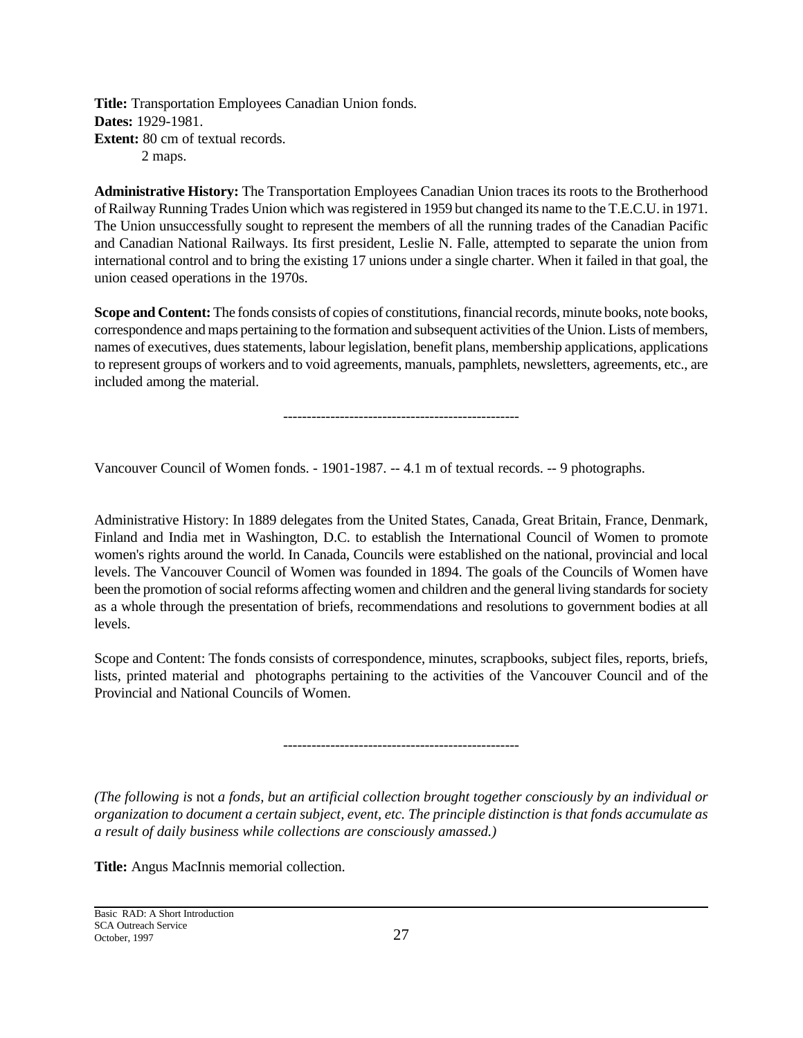**Title:** Transportation Employees Canadian Union fonds.
**Dates:** 1929-1981.
**Extent:** 80 cm of textual records.
2 maps.

**Administrative History:** The Transportation Employees Canadian Union traces its roots to the Brotherhood of Railway Running Trades Union which was registered in 1959 but changed its name to the T.E.C.U. in 1971. The Union unsuccessfully sought to represent the members of all the running trades of the Canadian Pacific and Canadian National Railways. Its first president, Leslie N. Falle, attempted to separate the union from international control and to bring the existing 17 unions under a single charter. When it failed in that goal, the union ceased operations in the 1970s.

**Scope and Content:** The fonds consists of copies of constitutions, financial records, minute books, note books, correspondence and maps pertaining to the formation and subsequent activities of the Union. Lists of members, names of executives, dues statements, labour legislation, benefit plans, membership applications, applications to represent groups of workers and to void agreements, manuals, pamphlets, newsletters, agreements, etc., are included among the material.

--------------------------------------------------

Vancouver Council of Women fonds. - 1901-1987. -- 4.1 m of textual records. -- 9 photographs.

Administrative History: In 1889 delegates from the United States, Canada, Great Britain, France, Denmark, Finland and India met in Washington, D.C. to establish the International Council of Women to promote women's rights around the world. In Canada, Councils were established on the national, provincial and local levels. The Vancouver Council of Women was founded in 1894. The goals of the Councils of Women have been the promotion of social reforms affecting women and children and the general living standards for society as a whole through the presentation of briefs, recommendations and resolutions to government bodies at all levels.

Scope and Content: The fonds consists of correspondence, minutes, scrapbooks, subject files, reports, briefs, lists, printed material and photographs pertaining to the activities of the Vancouver Council and of the Provincial and National Councils of Women.

--------------------------------------------------

*(The following is* not *a fonds, but an artificial collection brought together consciously by an individual or organization to document a certain subject, event, etc. The principle distinction is that fonds accumulate as a result of daily business while collections are consciously amassed.)*

**Title:** Angus MacInnis memorial collection.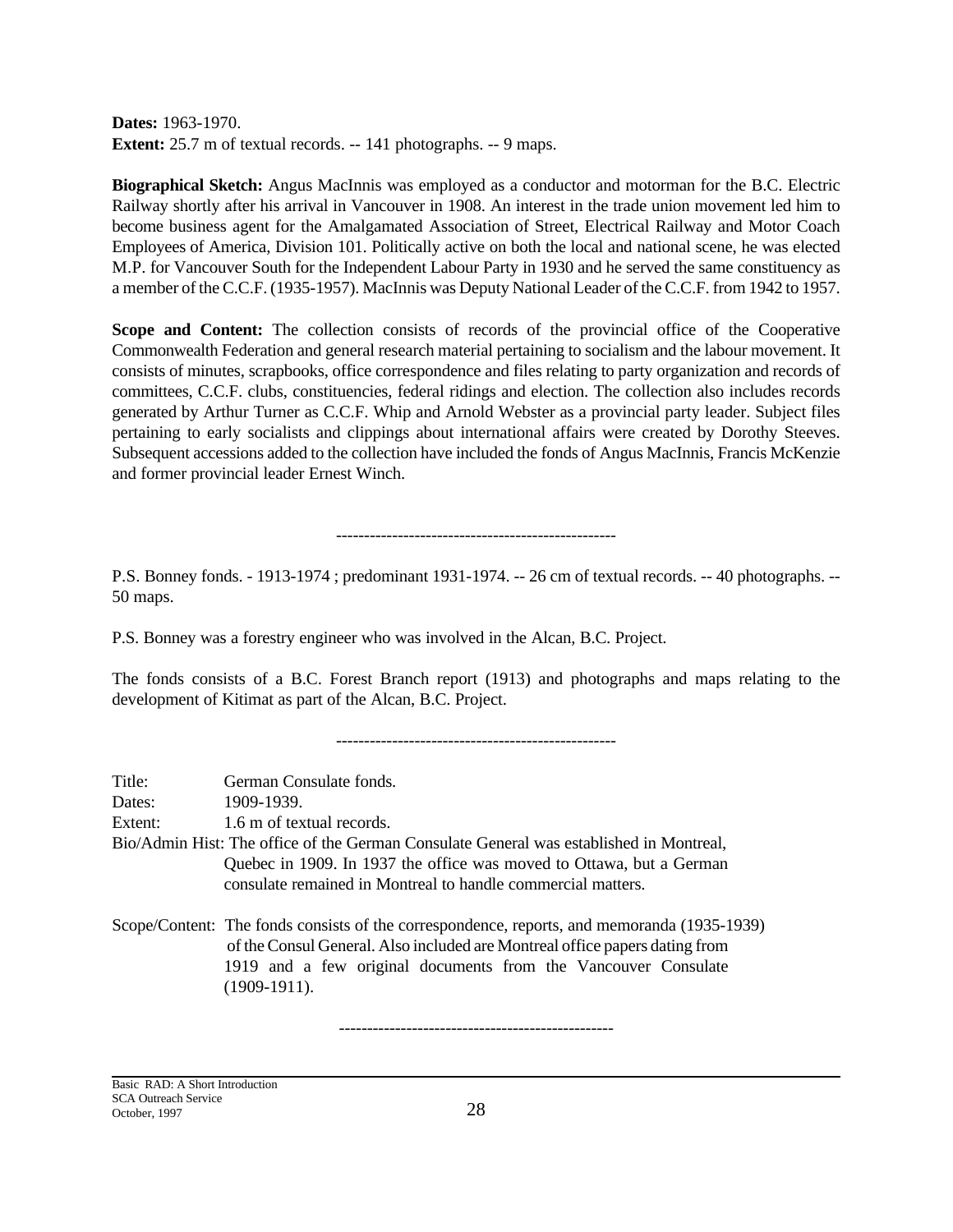**Dates:** 1963-1970.
**Extent:** 25.7 m of textual records. -- 141 photographs. -- 9 maps.

**Biographical Sketch:** Angus MacInnis was employed as a conductor and motorman for the B.C. Electric Railway shortly after his arrival in Vancouver in 1908. An interest in the trade union movement led him to become business agent for the Amalgamated Association of Street, Electrical Railway and Motor Coach Employees of America, Division 101. Politically active on both the local and national scene, he was elected M.P. for Vancouver South for the Independent Labour Party in 1930 and he served the same constituency as a member of the C.C.F. (1935-1957). MacInnis was Deputy National Leader of the C.C.F. from 1942 to 1957.

**Scope and Content:** The collection consists of records of the provincial office of the Cooperative Commonwealth Federation and general research material pertaining to socialism and the labour movement. It consists of minutes, scrapbooks, office correspondence and files relating to party organization and records of committees, C.C.F. clubs, constituencies, federal ridings and election. The collection also includes records generated by Arthur Turner as C.C.F. Whip and Arnold Webster as a provincial party leader. Subject files pertaining to early socialists and clippings about international affairs were created by Dorothy Steeves. Subsequent accessions added to the collection have included the fonds of Angus MacInnis, Francis McKenzie and former provincial leader Ernest Winch.

-------------------------------------------------

P.S. Bonney fonds. - 1913-1974 ; predominant 1931-1974. -- 26 cm of textual records. -- 40 photographs. -- 50 maps.

P.S. Bonney was a forestry engineer who was involved in the Alcan, B.C. Project.

The fonds consists of a B.C. Forest Branch report (1913) and photographs and maps relating to the development of Kitimat as part of the Alcan, B.C. Project.

-------------------------------------------------

Title: German Consulate fonds.
Dates: 1909-1939.
Extent: 1.6 m of textual records.
Bio/Admin Hist: The office of the German Consulate General was established in Montreal, Quebec in 1909. In 1937 the office was moved to Ottawa, but a German consulate remained in Montreal to handle commercial matters.

Scope/Content: The fonds consists of the correspondence, reports, and memoranda (1935-1939) of the Consul General. Also included are Montreal office papers dating from 1919 and a few original documents from the Vancouver Consulate (1909-1911).

-------------------------------------------------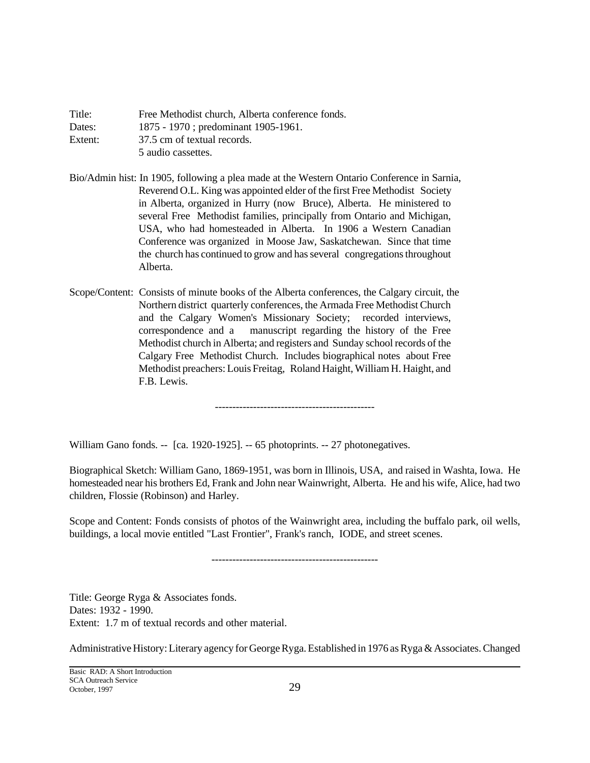Title: Free Methodist church, Alberta conference fonds.
Dates: 1875 - 1970 ; predominant 1905-1961.
Extent: 37.5 cm of textual records.
5 audio cassettes.

Bio/Admin hist: In 1905, following a plea made at the Western Ontario Conference in Sarnia, Reverend O.L. King was appointed elder of the first Free Methodist Society in Alberta, organized in Hurry (now Bruce), Alberta. He ministered to several Free Methodist families, principally from Ontario and Michigan, USA, who had homesteaded in Alberta. In 1906 a Western Canadian Conference was organized in Moose Jaw, Saskatchewan. Since that time the church has continued to grow and has several congregations throughout Alberta.

Scope/Content: Consists of minute books of the Alberta conferences, the Calgary circuit, the Northern district quarterly conferences, the Armada Free Methodist Church and the Calgary Women's Missionary Society; recorded interviews, correspondence and a manuscript regarding the history of the Free Methodist church in Alberta; and registers and Sunday school records of the Calgary Free Methodist Church. Includes biographical notes about Free Methodist preachers: Louis Freitag, Roland Haight, William H. Haight, and F.B. Lewis.

---

William Gano fonds. -- [ca. 1920-1925]. -- 65 photoprints. -- 27 photonegatives.

Biographical Sketch: William Gano, 1869-1951, was born in Illinois, USA, and raised in Washta, Iowa. He homesteaded near his brothers Ed, Frank and John near Wainwright, Alberta. He and his wife, Alice, had two children, Flossie (Robinson) and Harley.

Scope and Content: Fonds consists of photos of the Wainwright area, including the buffalo park, oil wells, buildings, a local movie entitled "Last Frontier", Frank's ranch, IODE, and street scenes.

---

Title: George Ryga & Associates fonds.
Dates: 1932 - 1990.
Extent: 1.7 m of textual records and other material.

Administrative History: Literary agency for George Ryga. Established in 1976 as Ryga & Associates. Changed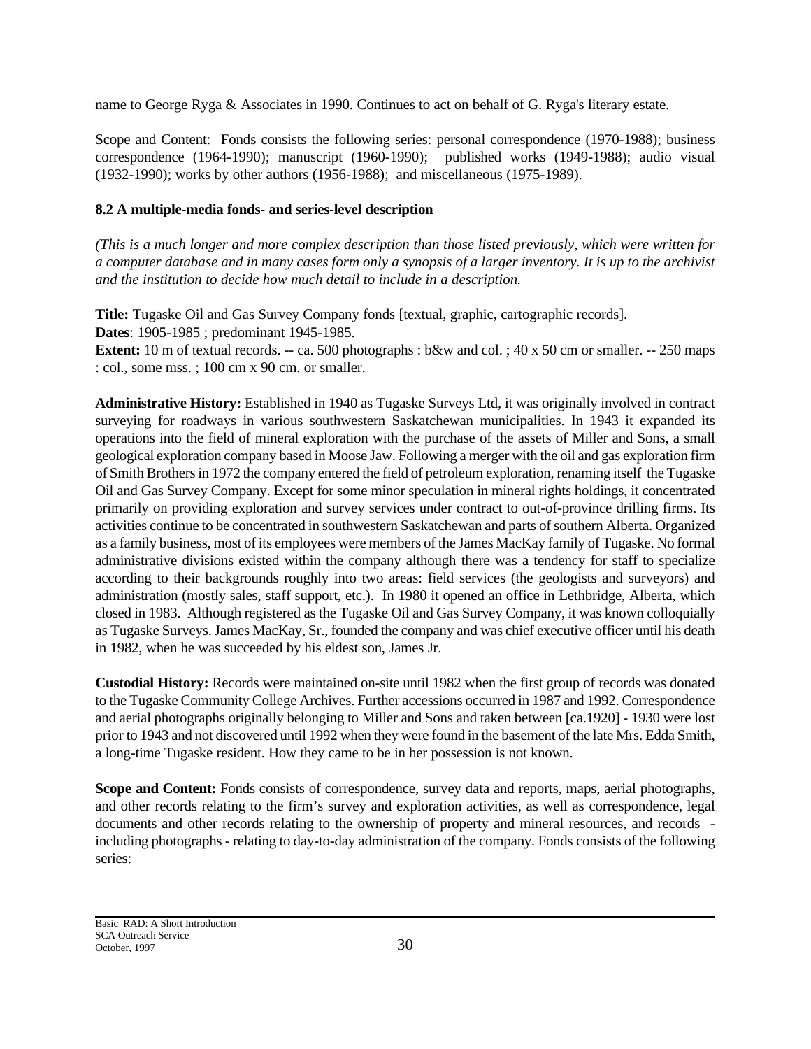name to George Ryga & Associates in 1990. Continues to act on behalf of G. Ryga's literary estate.

Scope and Content: Fonds consists the following series: personal correspondence (1970-1988); business correspondence (1964-1990); manuscript (1960-1990); published works (1949-1988); audio visual (1932-1990); works by other authors (1956-1988); and miscellaneous (1975-1989).

### 8.2 A multiple-media fonds- and series-level description

*(This is a much longer and more complex description than those listed previously, which were written for a computer database and in many cases form only a synopsis of a larger inventory. It is up to the archivist and the institution to decide how much detail to include in a description.*

**Title:** Tugaske Oil and Gas Survey Company fonds [textual, graphic, cartographic records].
**Dates**: 1905-1985 ; predominant 1945-1985.
**Extent:** 10 m of textual records. -- ca. 500 photographs : b&w and col. ; 40 x 50 cm or smaller. -- 250 maps : col., some mss. ; 100 cm x 90 cm. or smaller.

**Administrative History:** Established in 1940 as Tugaske Surveys Ltd, it was originally involved in contract surveying for roadways in various southwestern Saskatchewan municipalities. In 1943 it expanded its operations into the field of mineral exploration with the purchase of the assets of Miller and Sons, a small geological exploration company based in Moose Jaw. Following a merger with the oil and gas exploration firm of Smith Brothers in 1972 the company entered the field of petroleum exploration, renaming itself the Tugaske Oil and Gas Survey Company. Except for some minor speculation in mineral rights holdings, it concentrated primarily on providing exploration and survey services under contract to out-of-province drilling firms. Its activities continue to be concentrated in southwestern Saskatchewan and parts of southern Alberta. Organized as a family business, most of its employees were members of the James MacKay family of Tugaske. No formal administrative divisions existed within the company although there was a tendency for staff to specialize according to their backgrounds roughly into two areas: field services (the geologists and surveyors) and administration (mostly sales, staff support, etc.). In 1980 it opened an office in Lethbridge, Alberta, which closed in 1983. Although registered as the Tugaske Oil and Gas Survey Company, it was known colloquially as Tugaske Surveys. James MacKay, Sr., founded the company and was chief executive officer until his death in 1982, when he was succeeded by his eldest son, James Jr.

**Custodial History:** Records were maintained on-site until 1982 when the first group of records was donated to the Tugaske Community College Archives. Further accessions occurred in 1987 and 1992. Correspondence and aerial photographs originally belonging to Miller and Sons and taken between [ca.1920] - 1930 were lost prior to 1943 and not discovered until 1992 when they were found in the basement of the late Mrs. Edda Smith, a long-time Tugaske resident. How they came to be in her possession is not known.

**Scope and Content:** Fonds consists of correspondence, survey data and reports, maps, aerial photographs, and other records relating to the firm's survey and exploration activities, as well as correspondence, legal documents and other records relating to the ownership of property and mineral resources, and records - including photographs - relating to day-to-day administration of the company. Fonds consists of the following series: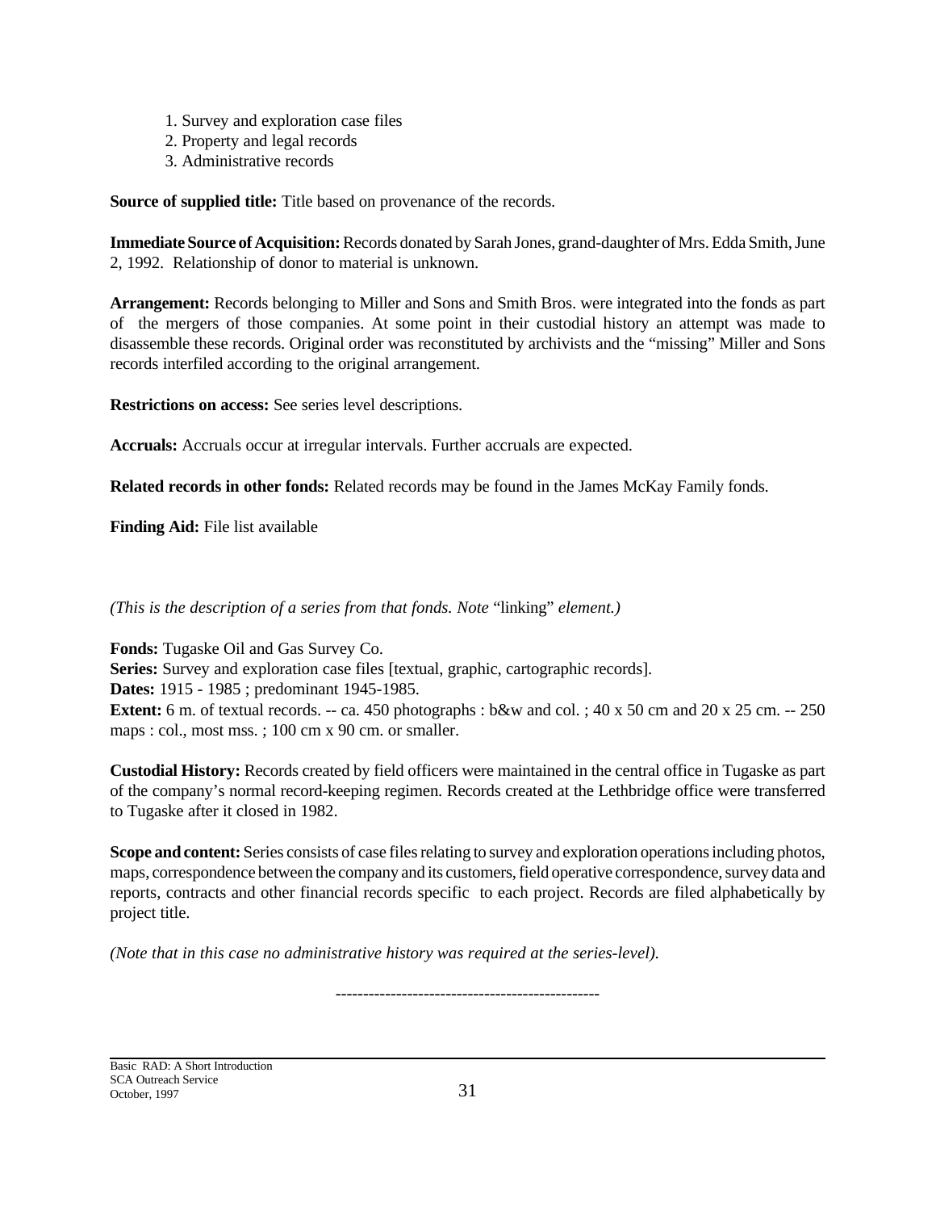1. Survey and exploration case files
2. Property and legal records
3. Administrative records

**Source of supplied title:** Title based on provenance of the records.

**Immediate Source of Acquisition:** Records donated by Sarah Jones, grand-daughter of Mrs. Edda Smith, June 2, 1992. Relationship of donor to material is unknown.

**Arrangement:** Records belonging to Miller and Sons and Smith Bros. were integrated into the fonds as part of the mergers of those companies. At some point in their custodial history an attempt was made to disassemble these records. Original order was reconstituted by archivists and the "missing" Miller and Sons records interfiled according to the original arrangement.

**Restrictions on access:** See series level descriptions.

**Accruals:** Accruals occur at irregular intervals. Further accruals are expected.

**Related records in other fonds:** Related records may be found in the James McKay Family fonds.

**Finding Aid:** File list available

*(This is the description of a series from that fonds. Note* "linking" *element.)*

**Fonds:** Tugaske Oil and Gas Survey Co.
**Series:** Survey and exploration case files [textual, graphic, cartographic records].
**Dates:** 1915 - 1985 ; predominant 1945-1985.
**Extent:** 6 m. of textual records. -- ca. 450 photographs : b&w and col. ; 40 x 50 cm and 20 x 25 cm. -- 250 maps : col., most mss. ; 100 cm x 90 cm. or smaller.

**Custodial History:** Records created by field officers were maintained in the central office in Tugaske as part of the company's normal record-keeping regimen. Records created at the Lethbridge office were transferred to Tugaske after it closed in 1982.

**Scope and content:** Series consists of case files relating to survey and exploration operations including photos, maps, correspondence between the company and its customers, field operative correspondence, survey data and reports, contracts and other financial records specific to each project. Records are filed alphabetically by project title.

*(Note that in this case no administrative history was required at the series-level).*

------------------------------------------------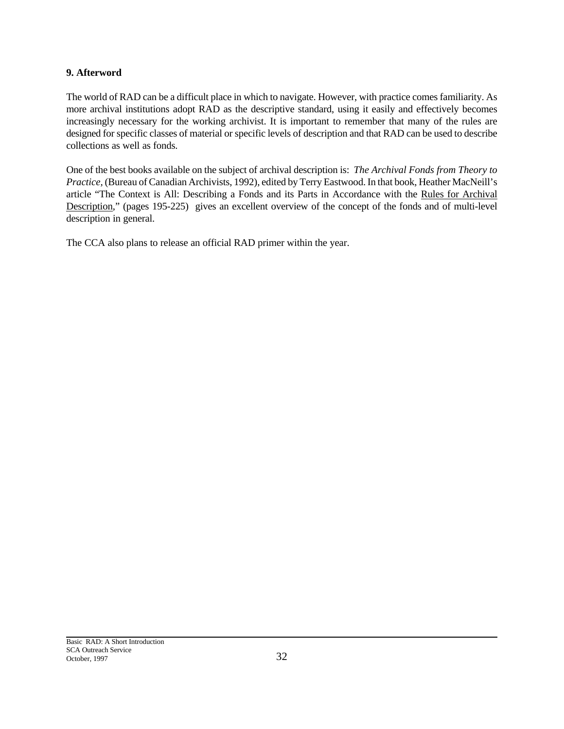**9. Afterword**

The world of RAD can be a difficult place in which to navigate. However, with practice comes familiarity. As more archival institutions adopt RAD as the descriptive standard, using it easily and effectively becomes increasingly necessary for the working archivist. It is important to remember that many of the rules are designed for specific classes of material or specific levels of description and that RAD can be used to describe collections as well as fonds.

One of the best books available on the subject of archival description is: *The Archival Fonds from Theory to Practice*, (Bureau of Canadian Archivists, 1992), edited by Terry Eastwood. In that book, Heather MacNeill's article "The Context is All: Describing a Fonds and its Parts in Accordance with the Rules for Archival Description," (pages 195-225) gives an excellent overview of the concept of the fonds and of multi-level description in general.

The CCA also plans to release an official RAD primer within the year.